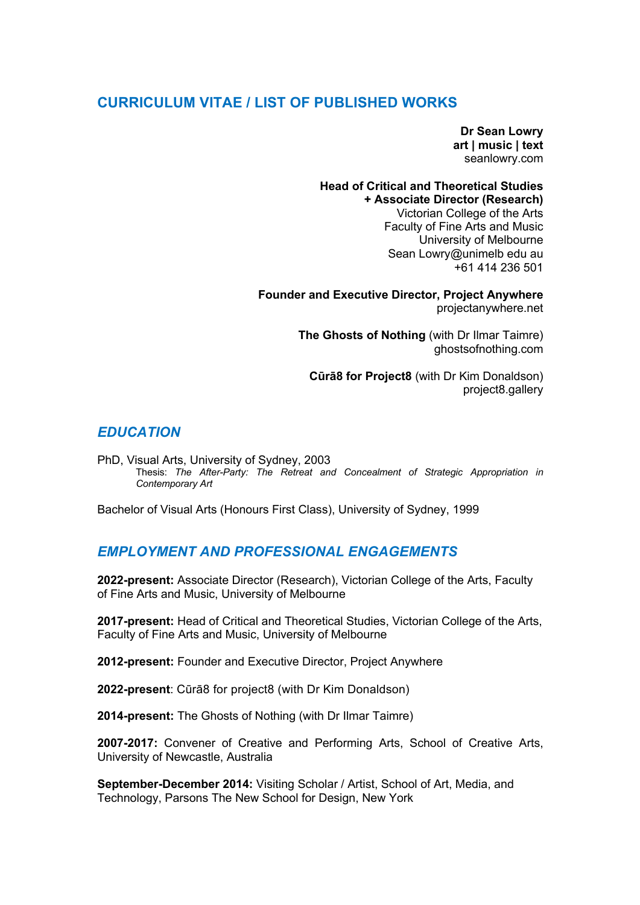## CURRICULUM VITAE / LIST OF PUBLISHED WORKS

**Dr Sean Lowry**
**art | music | text**
seanlowry.com

**Head of Critical and Theoretical Studies**
**+ Associate Director (Research)**
Victorian College of the Arts
Faculty of Fine Arts and Music
University of Melbourne
Sean Lowry@unimelb edu au
+61 414 236 501

**Founder and Executive Director, Project Anywhere**
projectanywhere.net

**The Ghosts of Nothing** (with Dr Ilmar Taimre)
ghostsofnothing.com

**Cūrā8 for Project8** (with Dr Kim Donaldson)
project8.gallery

## *EDUCATION*

PhD, Visual Arts, University of Sydney, 2003
Thesis: *The After-Party: The Retreat and Concealment of Strategic Appropriation in Contemporary Art*

Bachelor of Visual Arts (Honours First Class), University of Sydney, 1999

## *EMPLOYMENT AND PROFESSIONAL ENGAGEMENTS*

**2022-present:** Associate Director (Research), Victorian College of the Arts, Faculty of Fine Arts and Music, University of Melbourne

**2017-present:** Head of Critical and Theoretical Studies, Victorian College of the Arts, Faculty of Fine Arts and Music, University of Melbourne

**2012-present:** Founder and Executive Director, Project Anywhere

**2022-present**: Cūrā8 for project8 (with Dr Kim Donaldson)

**2014-present:** The Ghosts of Nothing (with Dr Ilmar Taimre)

**2007-2017:** Convener of Creative and Performing Arts, School of Creative Arts, University of Newcastle, Australia

**September-December 2014:** Visiting Scholar / Artist, School of Art, Media, and Technology, Parsons The New School for Design, New York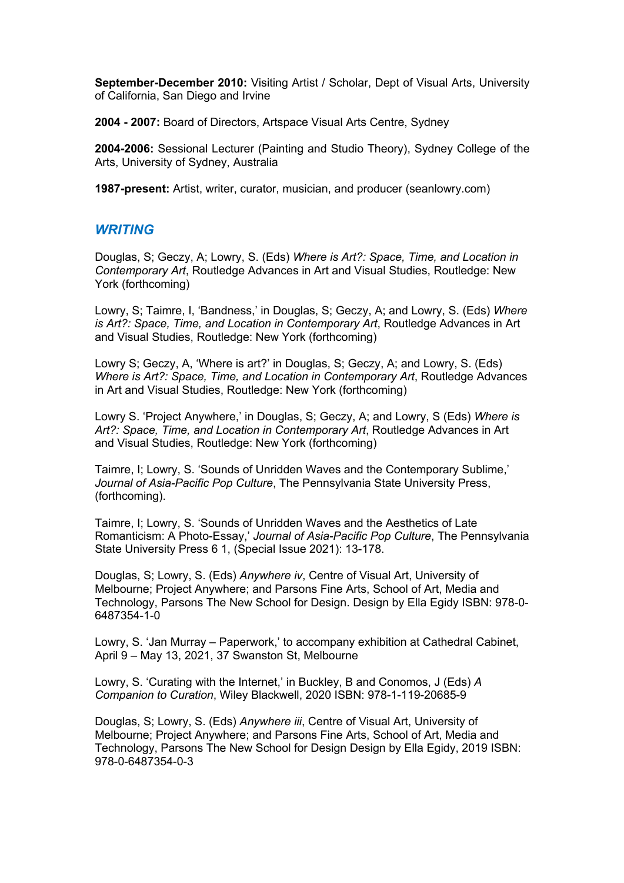**September-December 2010:** Visiting Artist / Scholar, Dept of Visual Arts, University of California, San Diego and Irvine

**2004 - 2007:** Board of Directors, Artspace Visual Arts Centre, Sydney

**2004-2006:** Sessional Lecturer (Painting and Studio Theory), Sydney College of the Arts, University of Sydney, Australia

**1987-present:** Artist, writer, curator, musician, and producer (seanlowry.com)

## *WRITING*

Douglas, S; Geczy, A; Lowry, S. (Eds) *Where is Art?: Space, Time, and Location in Contemporary Art*, Routledge Advances in Art and Visual Studies, Routledge: New York (forthcoming)

Lowry, S; Taimre, I, 'Bandness,' in Douglas, S; Geczy, A; and Lowry, S. (Eds) *Where is Art?: Space, Time, and Location in Contemporary Art*, Routledge Advances in Art and Visual Studies, Routledge: New York (forthcoming)

Lowry S; Geczy, A, 'Where is art?' in Douglas, S; Geczy, A; and Lowry, S. (Eds) *Where is Art?: Space, Time, and Location in Contemporary Art*, Routledge Advances in Art and Visual Studies, Routledge: New York (forthcoming)

Lowry S. 'Project Anywhere,' in Douglas, S; Geczy, A; and Lowry, S (Eds) *Where is Art?: Space, Time, and Location in Contemporary Art*, Routledge Advances in Art and Visual Studies, Routledge: New York (forthcoming)

Taimre, I; Lowry, S. 'Sounds of Unridden Waves and the Contemporary Sublime,' *Journal of Asia-Pacific Pop Culture*, The Pennsylvania State University Press, (forthcoming).

Taimre, I; Lowry, S. 'Sounds of Unridden Waves and the Aesthetics of Late Romanticism: A Photo-Essay,' *Journal of Asia-Pacific Pop Culture*, The Pennsylvania State University Press 6 1, (Special Issue 2021): 13-178.

Douglas, S; Lowry, S. (Eds) *Anywhere iv*, Centre of Visual Art, University of Melbourne; Project Anywhere; and Parsons Fine Arts, School of Art, Media and Technology, Parsons The New School for Design. Design by Ella Egidy ISBN: 978-0-6487354-1-0

Lowry, S. 'Jan Murray – Paperwork,' to accompany exhibition at Cathedral Cabinet, April 9 – May 13, 2021, 37 Swanston St, Melbourne

Lowry, S. 'Curating with the Internet,' in Buckley, B and Conomos, J (Eds) *A Companion to Curation*, Wiley Blackwell, 2020 ISBN: 978-1-119-20685-9

Douglas, S; Lowry, S. (Eds) *Anywhere iii*, Centre of Visual Art, University of Melbourne; Project Anywhere; and Parsons Fine Arts, School of Art, Media and Technology, Parsons The New School for Design Design by Ella Egidy, 2019 ISBN: 978-0-6487354-0-3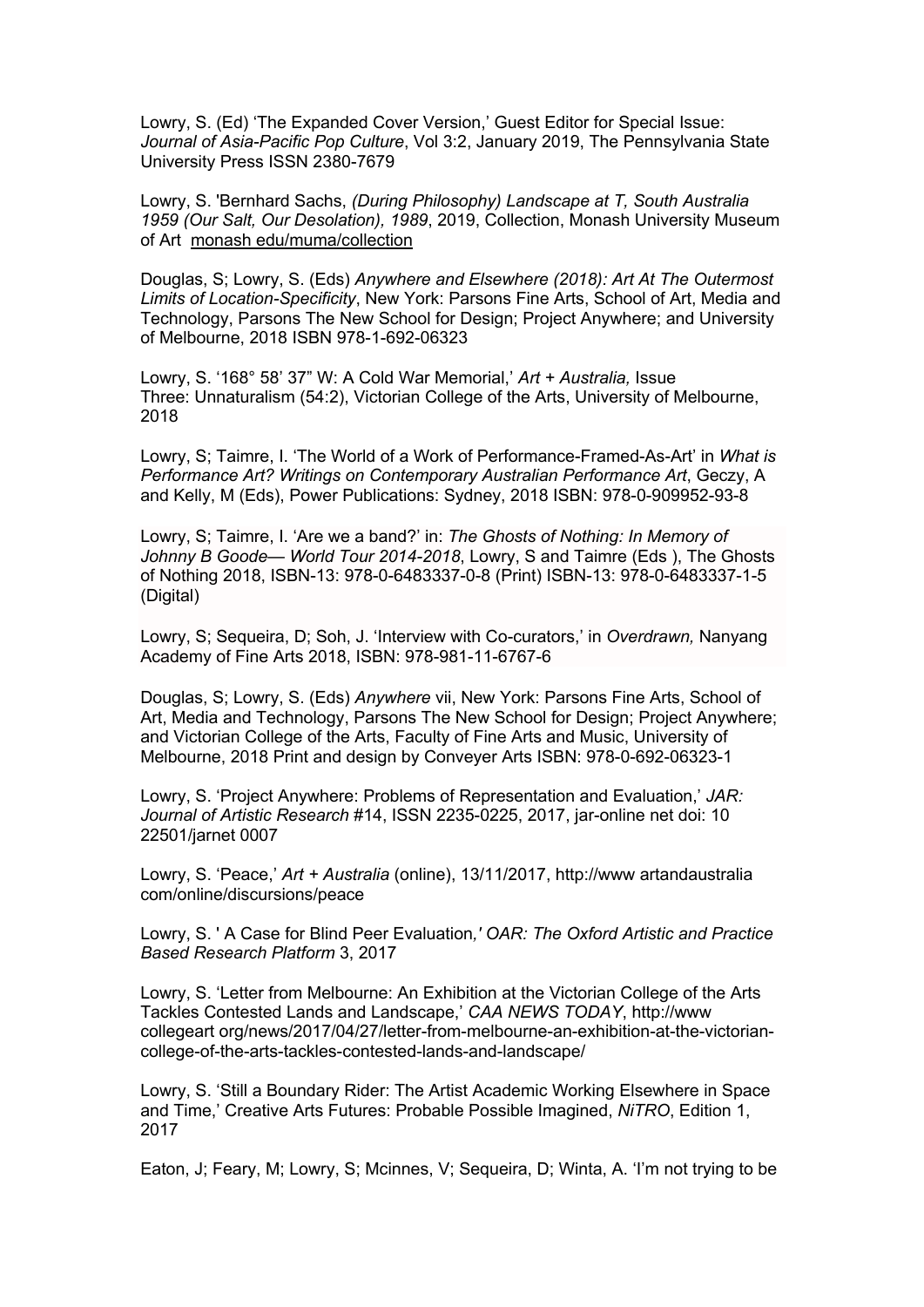Lowry, S. (Ed) ‘The Expanded Cover Version,’ Guest Editor for Special Issue: *Journal of Asia-Pacific Pop Culture*, Vol 3:2, January 2019, The Pennsylvania State University Press ISSN 2380-7679

Lowry, S. 'Bernhard Sachs, *(During Philosophy) Landscape at T, South Australia 1959 (Our Salt, Our Desolation), 1989*, 2019, Collection, Monash University Museum of Art monash edu/muma/collection

Douglas, S; Lowry, S. (Eds) *Anywhere and Elsewhere (2018): Art At The Outermost Limits of Location-Specificity*, New York: Parsons Fine Arts, School of Art, Media and Technology, Parsons The New School for Design; Project Anywhere; and University of Melbourne, 2018 ISBN 978-1-692-06323

Lowry, S. ‘168° 58’ 37” W: A Cold War Memorial,’ *Art + Australia,* Issue Three: Unnaturalism (54:2), Victorian College of the Arts, University of Melbourne, 2018

Lowry, S; Taimre, I. ‘The World of a Work of Performance-Framed-As-Art’ in *What is Performance Art? Writings on Contemporary Australian Performance Art*, Geczy, A and Kelly, M (Eds), Power Publications: Sydney, 2018 ISBN: 978-0-909952-93-8

Lowry, S; Taimre, I. ‘Are we a band?’ in: *The Ghosts of Nothing: In Memory of Johnny B Goode— World Tour 2014-2018*, Lowry, S and Taimre (Eds ), The Ghosts of Nothing 2018, ISBN-13: 978-0-6483337-0-8 (Print) ISBN-13: 978-0-6483337-1-5 (Digital)

Lowry, S; Sequeira, D; Soh, J. ‘Interview with Co-curators,’ in *Overdrawn,* Nanyang Academy of Fine Arts 2018, ISBN: 978-981-11-6767-6

Douglas, S; Lowry, S. (Eds) *Anywhere* vii, New York: Parsons Fine Arts, School of Art, Media and Technology, Parsons The New School for Design; Project Anywhere; and Victorian College of the Arts, Faculty of Fine Arts and Music, University of Melbourne, 2018 Print and design by Conveyer Arts ISBN: 978-0-692-06323-1

Lowry, S. ‘Project Anywhere: Problems of Representation and Evaluation,’ *JAR: Journal of Artistic Research* #14, ISSN 2235-0225, 2017, jar-online net doi: 10 22501/jarnet 0007

Lowry, S. ‘Peace,’ *Art + Australia* (online), 13/11/2017, http://www artandaustralia com/online/discursions/peace

Lowry, S. ' A Case for Blind Peer Evaluation*,' OAR: The Oxford Artistic and Practice Based Research Platform* 3, 2017

Lowry, S. ‘Letter from Melbourne: An Exhibition at the Victorian College of the Arts Tackles Contested Lands and Landscape,’ *CAA NEWS TODAY*, http://www collegeart org/news/2017/04/27/letter-from-melbourne-an-exhibition-at-the-victorian-college-of-the-arts-tackles-contested-lands-and-landscape/

Lowry, S. ‘Still a Boundary Rider: The Artist Academic Working Elsewhere in Space and Time,’ Creative Arts Futures: Probable Possible Imagined, *NiTRO*, Edition 1, 2017

Eaton, J; Feary, M; Lowry, S; Mcinnes, V; Sequeira, D; Winta, A. ‘I’m not trying to be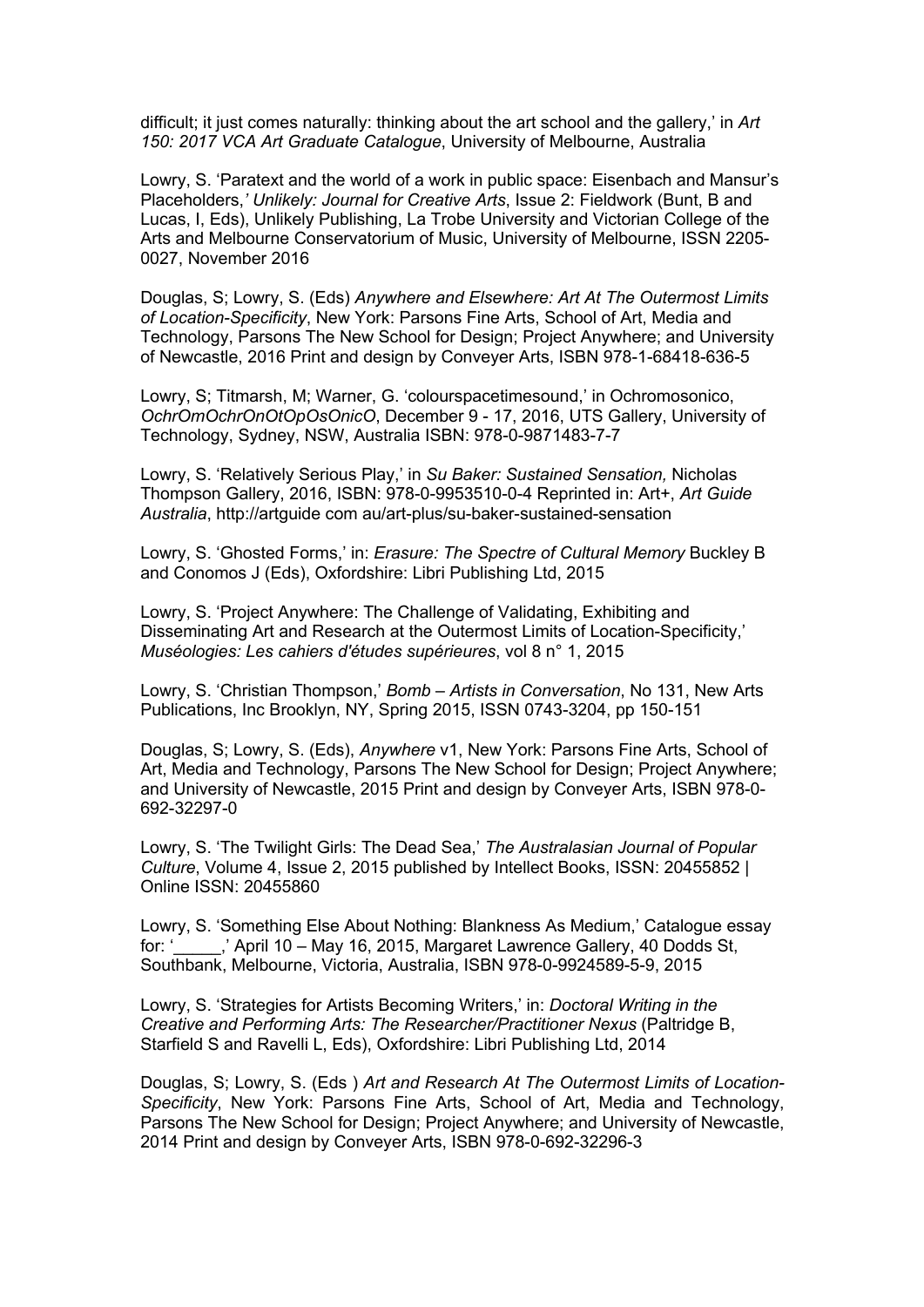difficult; it just comes naturally: thinking about the art school and the gallery,' in *Art 150: 2017 VCA Art Graduate Catalogue*, University of Melbourne, Australia

Lowry, S. 'Paratext and the world of a work in public space: Eisenbach and Mansur's Placeholders,' *Unlikely: Journal for Creative Arts*, Issue 2: Fieldwork (Bunt, B and Lucas, I, Eds), Unlikely Publishing, La Trobe University and Victorian College of the Arts and Melbourne Conservatorium of Music, University of Melbourne, ISSN 2205-0027, November 2016

Douglas, S; Lowry, S. (Eds) *Anywhere and Elsewhere: Art At The Outermost Limits of Location-Specificity*, New York: Parsons Fine Arts, School of Art, Media and Technology, Parsons The New School for Design; Project Anywhere; and University of Newcastle, 2016 Print and design by Conveyer Arts, ISBN 978-1-68418-636-5

Lowry, S; Titmarsh, M; Warner, G. 'colourspacetimesound,' in Ochromosonico, *OchrOmOchrOnOtOpOsOnicO*, December 9 - 17, 2016, UTS Gallery, University of Technology, Sydney, NSW, Australia ISBN: 978-0-9871483-7-7

Lowry, S. 'Relatively Serious Play,' in *Su Baker: Sustained Sensation,* Nicholas Thompson Gallery, 2016, ISBN: 978-0-9953510-0-4 Reprinted in: Art+, *Art Guide Australia*, http://artguide com au/art-plus/su-baker-sustained-sensation

Lowry, S. 'Ghosted Forms,' in: *Erasure: The Spectre of Cultural Memory* Buckley B and Conomos J (Eds), Oxfordshire: Libri Publishing Ltd, 2015

Lowry, S. 'Project Anywhere: The Challenge of Validating, Exhibiting and Disseminating Art and Research at the Outermost Limits of Location-Specificity,' *Muséologies: Les cahiers d'études supérieures*, vol 8 n° 1, 2015

Lowry, S. 'Christian Thompson,' *Bomb – Artists in Conversation*, No 131, New Arts Publications, Inc Brooklyn, NY, Spring 2015, ISSN 0743-3204, pp 150-151

Douglas, S; Lowry, S. (Eds), *Anywhere* v1, New York: Parsons Fine Arts, School of Art, Media and Technology, Parsons The New School for Design; Project Anywhere; and University of Newcastle, 2015 Print and design by Conveyer Arts, ISBN 978-0-692-32297-0

Lowry, S. 'The Twilight Girls: The Dead Sea,' *The Australasian Journal of Popular Culture*, Volume 4, Issue 2, 2015 published by Intellect Books, ISSN: 20455852 | Online ISSN: 20455860

Lowry, S. 'Something Else About Nothing: Blankness As Medium,' Catalogue essay for: '_____,' April 10 – May 16, 2015, Margaret Lawrence Gallery, 40 Dodds St, Southbank, Melbourne, Victoria, Australia, ISBN 978-0-9924589-5-9, 2015

Lowry, S. 'Strategies for Artists Becoming Writers,' in: *Doctoral Writing in the Creative and Performing Arts: The Researcher/Practitioner Nexus* (Paltridge B, Starfield S and Ravelli L, Eds), Oxfordshire: Libri Publishing Ltd, 2014

Douglas, S; Lowry, S. (Eds ) *Art and Research At The Outermost Limits of Location-Specificity*, New York: Parsons Fine Arts, School of Art, Media and Technology, Parsons The New School for Design; Project Anywhere; and University of Newcastle, 2014 Print and design by Conveyer Arts, ISBN 978-0-692-32296-3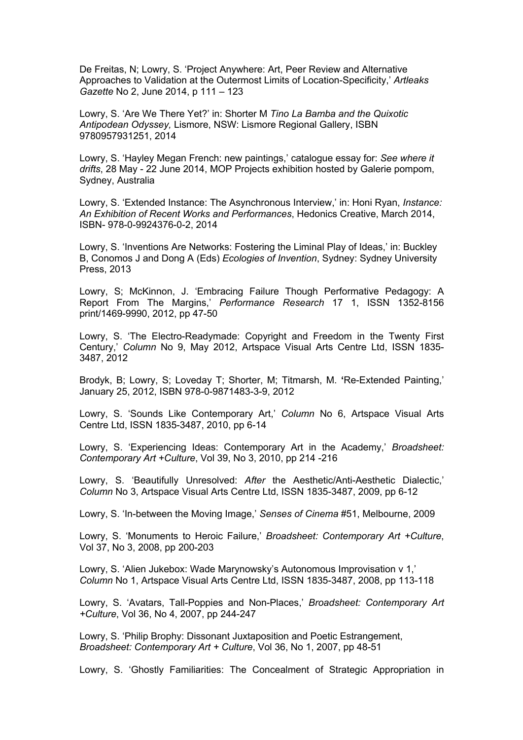De Freitas, N; Lowry, S. 'Project Anywhere: Art, Peer Review and Alternative Approaches to Validation at the Outermost Limits of Location-Specificity,' *Artleaks Gazette* No 2, June 2014, p 111 – 123

Lowry, S. 'Are We There Yet?' in: Shorter M *Tino La Bamba and the Quixotic Antipodean Odyssey,* Lismore, NSW: Lismore Regional Gallery, ISBN 9780957931251, 2014

Lowry, S. 'Hayley Megan French: new paintings,' catalogue essay for: *See where it drifts*, 28 May - 22 June 2014, MOP Projects exhibition hosted by Galerie pompom, Sydney, Australia

Lowry, S. 'Extended Instance: The Asynchronous Interview,' in: Honi Ryan, *Instance: An Exhibition of Recent Works and Performances*, Hedonics Creative, March 2014, ISBN- 978-0-9924376-0-2, 2014

Lowry, S. 'Inventions Are Networks: Fostering the Liminal Play of Ideas,' in: Buckley B, Conomos J and Dong A (Eds) *Ecologies of Invention*, Sydney: Sydney University Press, 2013

Lowry, S; McKinnon, J. 'Embracing Failure Though Performative Pedagogy: A Report From The Margins,' *Performance Research* 17 1, ISSN 1352-8156 print/1469-9990, 2012, pp 47-50

Lowry, S. 'The Electro-Readymade: Copyright and Freedom in the Twenty First Century,' *Column* No 9, May 2012, Artspace Visual Arts Centre Ltd, ISSN 1835-3487, 2012

Brodyk, B; Lowry, S; Loveday T; Shorter, M; Titmarsh, M. **'**Re-Extended Painting,' January 25, 2012, ISBN 978-0-9871483-3-9, 2012

Lowry, S. 'Sounds Like Contemporary Art,' *Column* No 6, Artspace Visual Arts Centre Ltd, ISSN 1835-3487, 2010, pp 6-14

Lowry, S. 'Experiencing Ideas: Contemporary Art in the Academy,' *Broadsheet: Contemporary Art +Culture*, Vol 39, No 3, 2010, pp 214 -216

Lowry, S. 'Beautifully Unresolved: *After* the Aesthetic/Anti-Aesthetic Dialectic,' *Column* No 3, Artspace Visual Arts Centre Ltd, ISSN 1835-3487, 2009, pp 6-12

Lowry, S. 'In-between the Moving Image,' *Senses of Cinema* #51, Melbourne, 2009

Lowry, S. 'Monuments to Heroic Failure,' *Broadsheet: Contemporary Art +Culture*, Vol 37, No 3, 2008, pp 200-203

Lowry, S. 'Alien Jukebox: Wade Marynowsky's Autonomous Improvisation v 1,' *Column* No 1, Artspace Visual Arts Centre Ltd, ISSN 1835-3487, 2008, pp 113-118

Lowry, S. 'Avatars, Tall-Poppies and Non-Places,' *Broadsheet: Contemporary Art +Culture*, Vol 36, No 4, 2007, pp 244-247

Lowry, S. 'Philip Brophy: Dissonant Juxtaposition and Poetic Estrangement, *Broadsheet: Contemporary Art + Culture*, Vol 36, No 1, 2007, pp 48-51

Lowry, S. 'Ghostly Familiarities: The Concealment of Strategic Appropriation in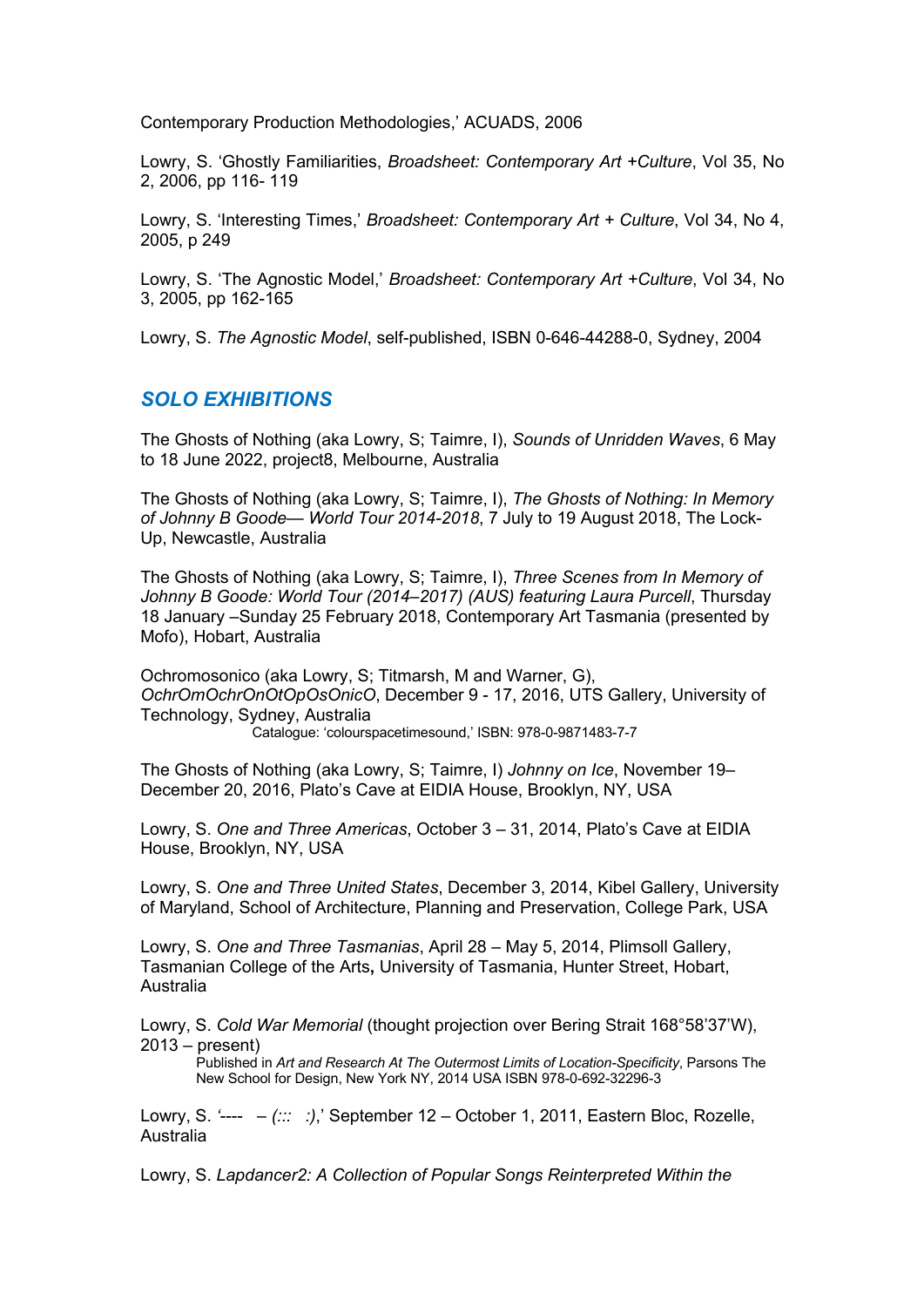Contemporary Production Methodologies,' ACUADS, 2006

Lowry, S. 'Ghostly Familiarities, *Broadsheet: Contemporary Art +Culture*, Vol 35, No 2, 2006, pp 116- 119

Lowry, S. 'Interesting Times,' *Broadsheet: Contemporary Art + Culture*, Vol 34, No 4, 2005, p 249

Lowry, S. 'The Agnostic Model,' *Broadsheet: Contemporary Art +Culture*, Vol 34, No 3, 2005, pp 162-165

Lowry, S. *The Agnostic Model*, self-published, ISBN 0-646-44288-0, Sydney, 2004

## *SOLO EXHIBITIONS*

The Ghosts of Nothing (aka Lowry, S; Taimre, I), *Sounds of Unridden Waves*, 6 May to 18 June 2022, project8, Melbourne, Australia

The Ghosts of Nothing (aka Lowry, S; Taimre, I), *The Ghosts of Nothing: In Memory of Johnny B Goode— World Tour 2014-2018*, 7 July to 19 August 2018, The Lock-Up, Newcastle, Australia

The Ghosts of Nothing (aka Lowry, S; Taimre, I), *Three Scenes from In Memory of Johnny B Goode: World Tour (2014–2017) (AUS) featuring Laura Purcell*, Thursday 18 January –Sunday 25 February 2018, Contemporary Art Tasmania (presented by Mofo), Hobart, Australia

Ochromosonico (aka Lowry, S; Titmarsh, M and Warner, G), *OchrOmOchrOnOtOpOsOnicO*, December 9 - 17, 2016, UTS Gallery, University of Technology, Sydney, Australia
  Catalogue: 'colourspacetimesound,' ISBN: 978-0-9871483-7-7

The Ghosts of Nothing (aka Lowry, S; Taimre, I) *Johnny on Ice*, November 19– December 20, 2016, Plato's Cave at EIDIA House, Brooklyn, NY, USA

Lowry, S. *One and Three Americas*, October 3 – 31, 2014, Plato's Cave at EIDIA House, Brooklyn, NY, USA

Lowry, S. *One and Three United States*, December 3, 2014, Kibel Gallery, University of Maryland, School of Architecture, Planning and Preservation, College Park, USA

Lowry, S. *One and Three Tasmanias*, April 28 – May 5, 2014, Plimsoll Gallery, Tasmanian College of the Arts**,** University of Tasmania, Hunter Street, Hobart, Australia

Lowry, S. *Cold War Memorial* (thought projection over Bering Strait 168°58'37'W), 2013 – present)
  Published in *Art and Research At The Outermost Limits of Location-Specificity*, Parsons The New School for Design, New York NY, 2014 USA ISBN 978-0-692-32296-3

Lowry, S. *'----   – (:::   :)*,' September 12 – October 1, 2011, Eastern Bloc, Rozelle, Australia

Lowry, S. *Lapdancer2: A Collection of Popular Songs Reinterpreted Within the*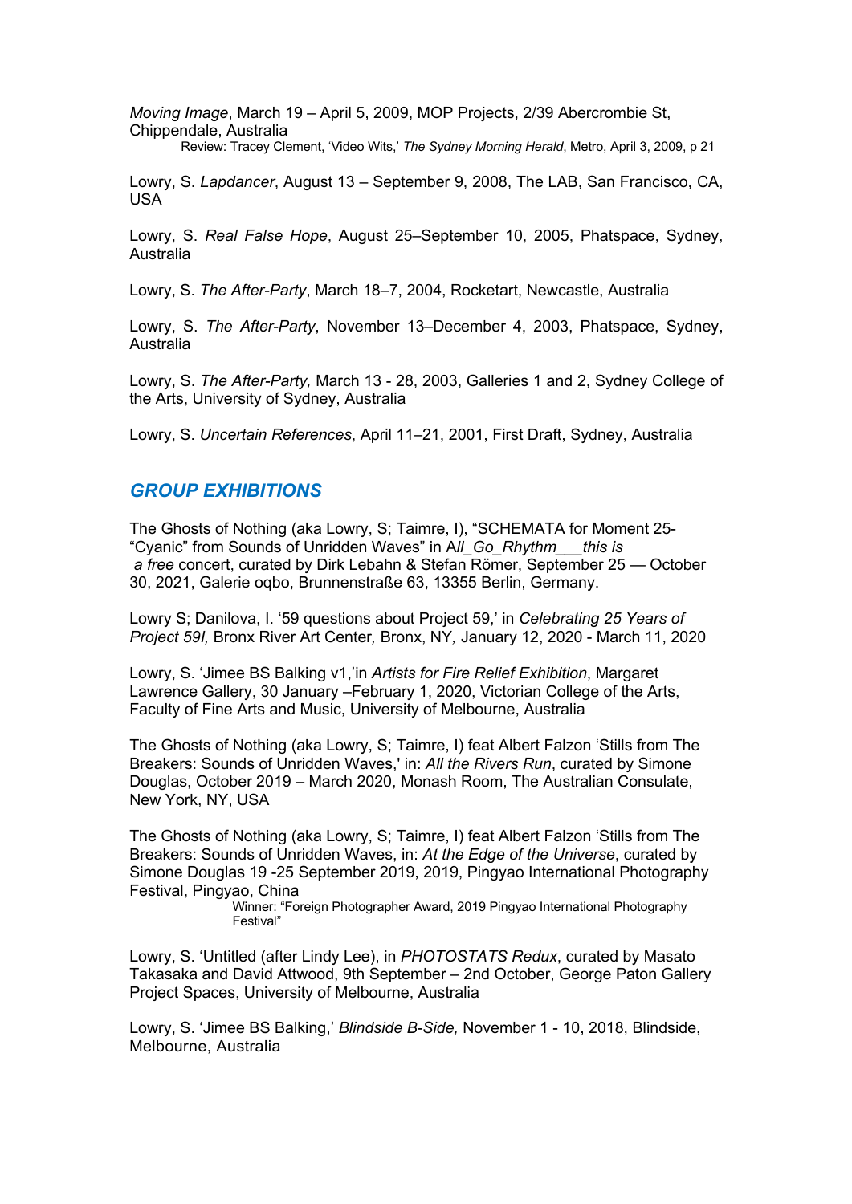*Moving Image*, March 19 – April 5, 2009, MOP Projects, 2/39 Abercrombie St, Chippendale, Australia

Review: Tracey Clement, 'Video Wits,' *The Sydney Morning Herald*, Metro, April 3, 2009, p 21

Lowry, S. *Lapdancer*, August 13 – September 9, 2008, The LAB, San Francisco, CA, USA

Lowry, S. *Real False Hope*, August 25–September 10, 2005, Phatspace, Sydney, Australia

Lowry, S. *The After-Party*, March 18–7, 2004, Rocketart, Newcastle, Australia

Lowry, S. *The After-Party*, November 13–December 4, 2003, Phatspace, Sydney, Australia

Lowry, S. *The After-Party,* March 13 - 28, 2003, Galleries 1 and 2, Sydney College of the Arts, University of Sydney, Australia

Lowry, S. *Uncertain References*, April 11–21, 2001, First Draft, Sydney, Australia

## *GROUP EXHIBITIONS*

The Ghosts of Nothing (aka Lowry, S; Taimre, I), "SCHEMATA for Moment 25- "Cyanic" from Sounds of Unridden Waves" in A*ll_Go_Rhythm___this is a free* concert, curated by Dirk Lebahn & Stefan Römer, September 25 — October 30, 2021, Galerie oqbo, Brunnenstraße 63, 13355 Berlin, Germany.

Lowry S; Danilova, I. '59 questions about Project 59,' in *Celebrating 25 Years of Project 59I,* Bronx River Art Center*,* Bronx, NY*,* January 12, 2020 - March 11, 2020

Lowry, S. 'Jimee BS Balking v1,'in *Artists for Fire Relief Exhibition*, Margaret Lawrence Gallery, 30 January –February 1, 2020, Victorian College of the Arts, Faculty of Fine Arts and Music, University of Melbourne, Australia

The Ghosts of Nothing (aka Lowry, S; Taimre, I) feat Albert Falzon 'Stills from The Breakers: Sounds of Unridden Waves,' in: *All the Rivers Run*, curated by Simone Douglas, October 2019 – March 2020, Monash Room, The Australian Consulate, New York, NY, USA

The Ghosts of Nothing (aka Lowry, S; Taimre, I) feat Albert Falzon 'Stills from The Breakers: Sounds of Unridden Waves, in: *At the Edge of the Universe*, curated by Simone Douglas 19 -25 September 2019, 2019, Pingyao International Photography Festival, Pingyao, China

Winner: "Foreign Photographer Award, 2019 Pingyao International Photography Festival"

Lowry, S. 'Untitled (after Lindy Lee), in *PHOTOSTATS Redux*, curated by Masato Takasaka and David Attwood, 9th September – 2nd October, George Paton Gallery Project Spaces, University of Melbourne, Australia

Lowry, S. 'Jimee BS Balking,' *Blindside B-Side,* November 1 - 10, 2018, Blindside, Melbourne, Australia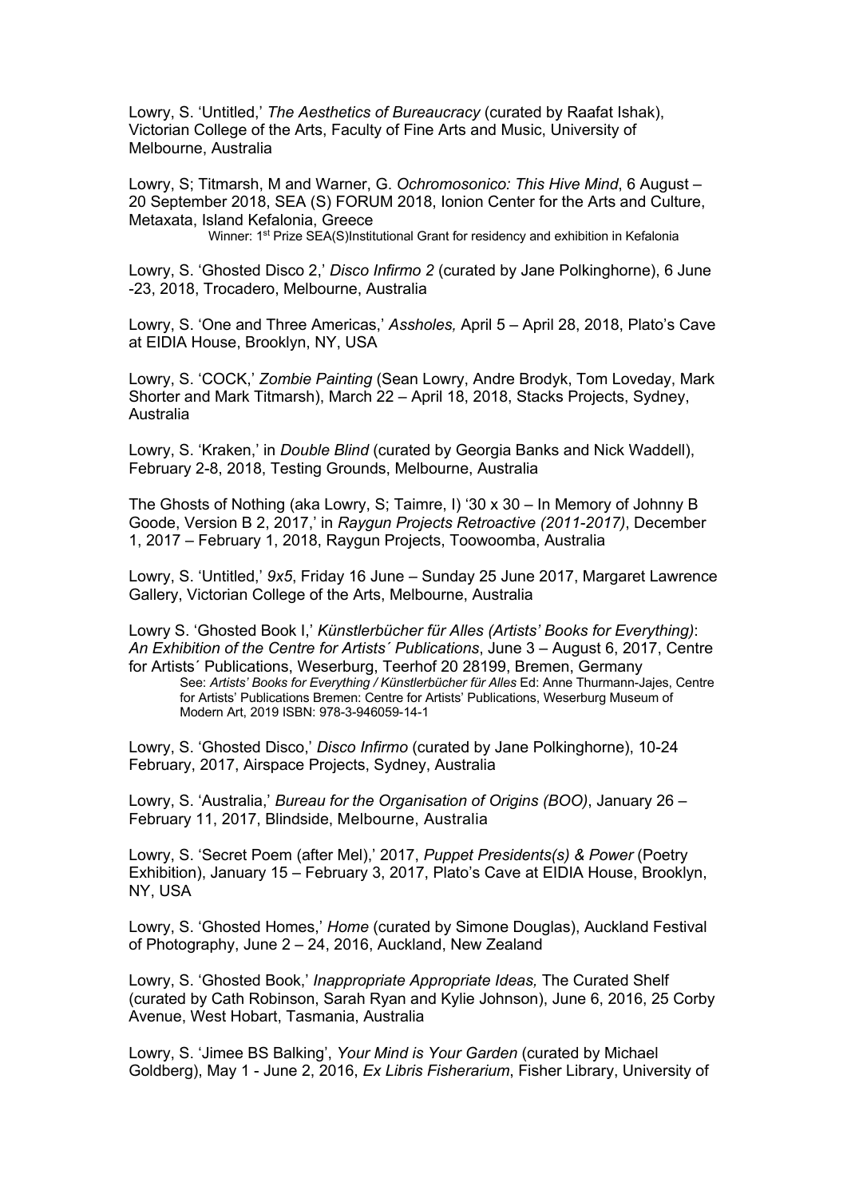Lowry, S. 'Untitled,' *The Aesthetics of Bureaucracy* (curated by Raafat Ishak), Victorian College of the Arts, Faculty of Fine Arts and Music, University of Melbourne, Australia

Lowry, S; Titmarsh, M and Warner, G. *Ochromosonico: This Hive Mind*, 6 August – 20 September 2018, SEA (S) FORUM 2018, Ionion Center for the Arts and Culture, Metaxata, Island Kefalonia, Greece

Winner: 1st Prize SEA(S)Institutional Grant for residency and exhibition in Kefalonia

Lowry, S. 'Ghosted Disco 2,' *Disco Infirmo 2* (curated by Jane Polkinghorne), 6 June -23, 2018, Trocadero, Melbourne, Australia

Lowry, S. 'One and Three Americas,' *Assholes,* April 5 – April 28, 2018, Plato's Cave at EIDIA House, Brooklyn, NY, USA

Lowry, S. 'COCK,' *Zombie Painting* (Sean Lowry, Andre Brodyk, Tom Loveday, Mark Shorter and Mark Titmarsh), March 22 – April 18, 2018, Stacks Projects, Sydney, Australia

Lowry, S. 'Kraken,' in *Double Blind* (curated by Georgia Banks and Nick Waddell), February 2-8, 2018, Testing Grounds, Melbourne, Australia

The Ghosts of Nothing (aka Lowry, S; Taimre, I) '30 x 30 – In Memory of Johnny B Goode, Version B 2, 2017,' in *Raygun Projects Retroactive (2011-2017)*, December 1, 2017 – February 1, 2018, Raygun Projects, Toowoomba, Australia

Lowry, S. 'Untitled,' *9x5*, Friday 16 June – Sunday 25 June 2017, Margaret Lawrence Gallery, Victorian College of the Arts, Melbourne, Australia

Lowry S. 'Ghosted Book I,' *Künstlerbücher für Alles (Artists' Books for Everything)*: *An Exhibition of the Centre for Artists´ Publications*, June 3 – August 6, 2017, Centre for Artists´ Publications, Weserburg, Teerhof 20 28199, Bremen, Germany

See: *Artists' Books for Everything / Künstlerbücher für Alles* Ed: Anne Thurmann-Jajes, Centre for Artists' Publications Bremen: Centre for Artists' Publications, Weserburg Museum of Modern Art, 2019 ISBN: 978-3-946059-14-1

Lowry, S. 'Ghosted Disco,' *Disco Infirmo* (curated by Jane Polkinghorne), 10-24 February, 2017, Airspace Projects, Sydney, Australia

Lowry, S. 'Australia,' *Bureau for the Organisation of Origins (BOO)*, January 26 – February 11, 2017, Blindside, Melbourne, Australia

Lowry, S. 'Secret Poem (after Mel),' 2017, *Puppet Presidents(s) & Power* (Poetry Exhibition), January 15 – February 3, 2017, Plato's Cave at EIDIA House, Brooklyn, NY, USA

Lowry, S. 'Ghosted Homes,' *Home* (curated by Simone Douglas), Auckland Festival of Photography, June 2 – 24, 2016, Auckland, New Zealand

Lowry, S. 'Ghosted Book,' *Inappropriate Appropriate Ideas,* The Curated Shelf (curated by Cath Robinson, Sarah Ryan and Kylie Johnson), June 6, 2016, 25 Corby Avenue, West Hobart, Tasmania, Australia

Lowry, S. 'Jimee BS Balking', *Your Mind is Your Garden* (curated by Michael Goldberg), May 1 - June 2, 2016, *Ex Libris Fisherarium*, Fisher Library, University of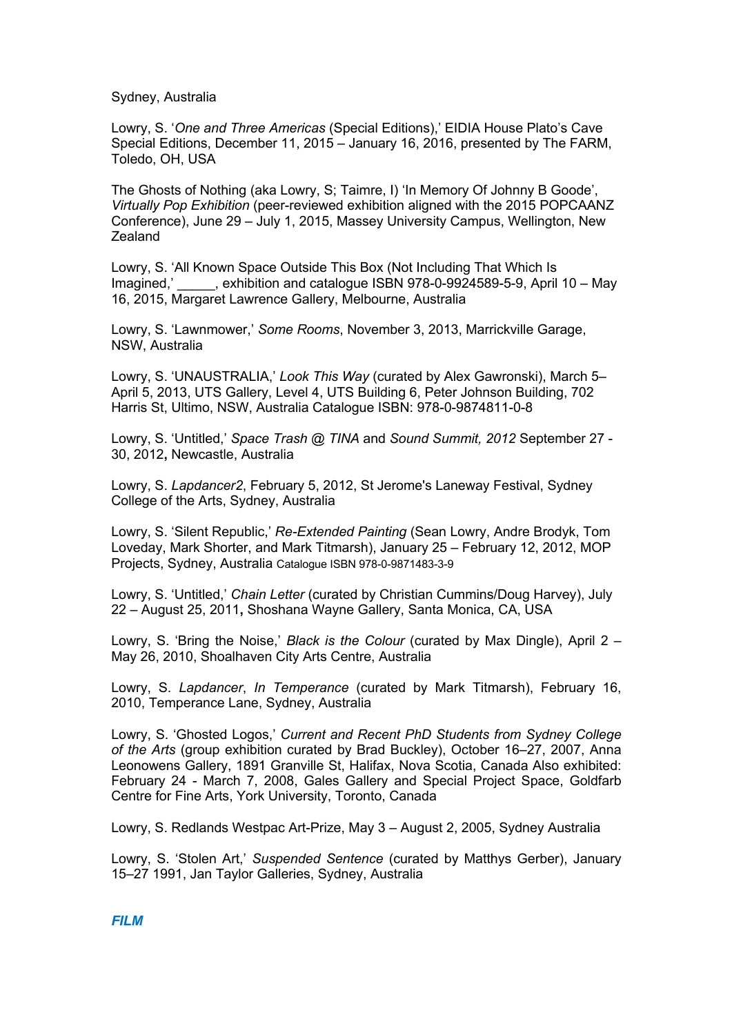Sydney, Australia

Lowry, S. '*One and Three Americas* (Special Editions),' EIDIA House Plato's Cave Special Editions, December 11, 2015 – January 16, 2016, presented by The FARM, Toledo, OH, USA

The Ghosts of Nothing (aka Lowry, S; Taimre, I) 'In Memory Of Johnny B Goode', *Virtually Pop Exhibition* (peer-reviewed exhibition aligned with the 2015 POPCAANZ Conference), June 29 – July 1, 2015, Massey University Campus, Wellington, New Zealand

Lowry, S. 'All Known Space Outside This Box (Not Including That Which Is Imagined,' _____, exhibition and catalogue ISBN 978-0-9924589-5-9, April 10 – May 16, 2015, Margaret Lawrence Gallery, Melbourne, Australia

Lowry, S. 'Lawnmower,' *Some Rooms*, November 3, 2013, Marrickville Garage, NSW, Australia

Lowry, S. 'UNAUSTRALIA,' *Look This Way* (curated by Alex Gawronski), March 5– April 5, 2013, UTS Gallery, Level 4, UTS Building 6, Peter Johnson Building, 702 Harris St, Ultimo, NSW, Australia Catalogue ISBN: 978-0-9874811-0-8

Lowry, S. 'Untitled,' *Space Trash @ TINA* and *Sound Summit, 2012* September 27 - 30, 2012**,** Newcastle, Australia

Lowry, S. *Lapdancer2*, February 5, 2012, St Jerome's Laneway Festival, Sydney College of the Arts, Sydney, Australia

Lowry, S. 'Silent Republic,' *Re-Extended Painting* (Sean Lowry, Andre Brodyk, Tom Loveday, Mark Shorter, and Mark Titmarsh), January 25 – February 12, 2012, MOP Projects, Sydney, Australia Catalogue ISBN 978-0-9871483-3-9

Lowry, S. 'Untitled,' *Chain Letter* (curated by Christian Cummins/Doug Harvey), July 22 – August 25, 2011**,** Shoshana Wayne Gallery, Santa Monica, CA, USA

Lowry, S. 'Bring the Noise,' *Black is the Colour* (curated by Max Dingle), April 2 – May 26, 2010, Shoalhaven City Arts Centre, Australia

Lowry, S. *Lapdancer*, *In Temperance* (curated by Mark Titmarsh), February 16, 2010, Temperance Lane, Sydney, Australia

Lowry, S. 'Ghosted Logos,' *Current and Recent PhD Students from Sydney College of the Arts* (group exhibition curated by Brad Buckley), October 16–27, 2007, Anna Leonowens Gallery, 1891 Granville St, Halifax, Nova Scotia, Canada Also exhibited: February 24 - March 7, 2008, Gales Gallery and Special Project Space, Goldfarb Centre for Fine Arts, York University, Toronto, Canada

Lowry, S. Redlands Westpac Art-Prize, May 3 – August 2, 2005, Sydney Australia

Lowry, S. 'Stolen Art,' *Suspended Sentence* (curated by Matthys Gerber), January 15–27 1991, Jan Taylor Galleries, Sydney, Australia

## *FILM*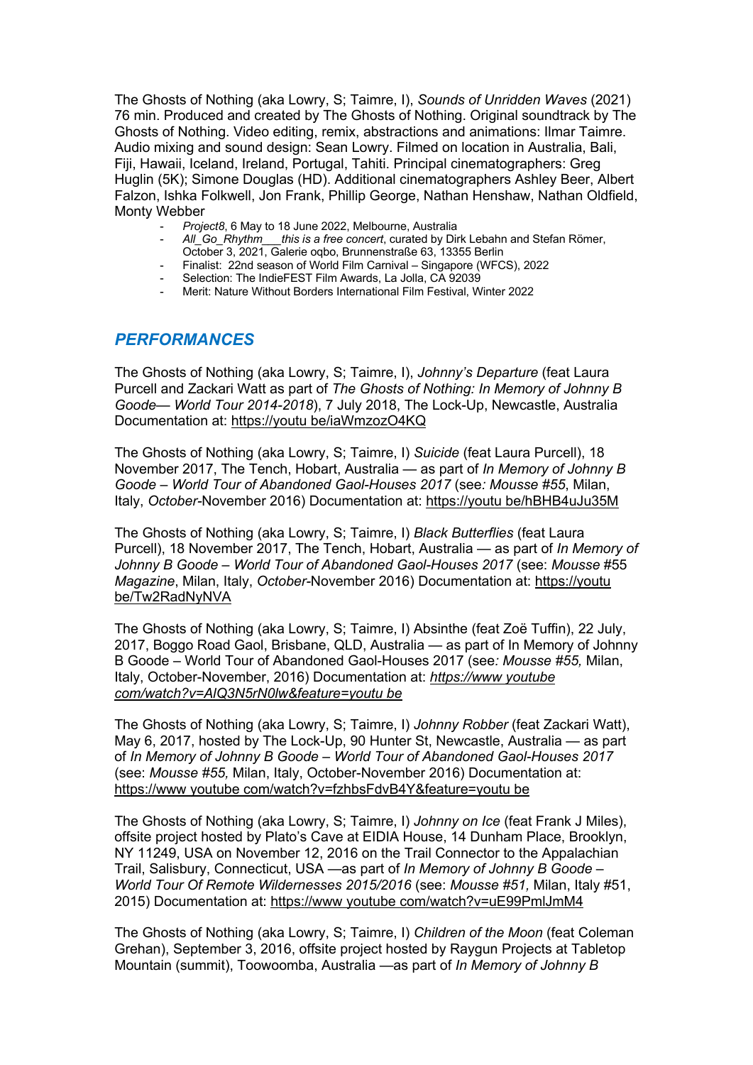The Ghosts of Nothing (aka Lowry, S; Taimre, I), *Sounds of Unridden Waves* (2021) 76 min. Produced and created by The Ghosts of Nothing. Original soundtrack by The Ghosts of Nothing. Video editing, remix, abstractions and animations: Ilmar Taimre. Audio mixing and sound design: Sean Lowry. Filmed on location in Australia, Bali, Fiji, Hawaii, Iceland, Ireland, Portugal, Tahiti. Principal cinematographers: Greg Huglin (5K); Simone Douglas (HD). Additional cinematographers Ashley Beer, Albert Falzon, Ishka Folkwell, Jon Frank, Phillip George, Nathan Henshaw, Nathan Oldfield, Monty Webber

- *Project8*, 6 May to 18 June 2022, Melbourne, Australia
- *All_Go_Rhythm___this is a free concert*, curated by Dirk Lebahn and Stefan Römer, October 3, 2021, Galerie oqbo, Brunnenstraße 63, 13355 Berlin
- Finalist: 22nd season of World Film Carnival – Singapore (WFCS), 2022
- Selection: The IndieFEST Film Awards, La Jolla, CA 92039
- Merit: Nature Without Borders International Film Festival, Winter 2022

## *PERFORMANCES*

The Ghosts of Nothing (aka Lowry, S; Taimre, I), *Johnny's Departure* (feat Laura Purcell and Zackari Watt as part of *The Ghosts of Nothing: In Memory of Johnny B Goode— World Tour 2014-2018*), 7 July 2018, The Lock-Up, Newcastle, Australia Documentation at: https://youtu be/iaWmzozO4KQ

The Ghosts of Nothing (aka Lowry, S; Taimre, I) *Suicide* (feat Laura Purcell), 18 November 2017, The Tench, Hobart, Australia — as part of *In Memory of Johnny B Goode – World Tour of Abandoned Gaol-Houses 2017* (see*: Mousse #55*, Milan, Italy, *October*-November 2016) Documentation at: https://youtu be/hBHB4uJu35M

The Ghosts of Nothing (aka Lowry, S; Taimre, I) *Black Butterflies* (feat Laura Purcell), 18 November 2017, The Tench, Hobart, Australia — as part of *In Memory of Johnny B Goode – World Tour of Abandoned Gaol-Houses 2017* (see: *Mousse* #55 *Magazine*, Milan, Italy, *October*-November 2016) Documentation at: https://youtu be/Tw2RadNyNVA

The Ghosts of Nothing (aka Lowry, S; Taimre, I) Absinthe (feat Zoë Tuffin), 22 July, 2017, Boggo Road Gaol, Brisbane, QLD, Australia — as part of In Memory of Johnny B Goode – World Tour of Abandoned Gaol-Houses 2017 (see*: Mousse #55,* Milan, Italy, October-November, 2016) Documentation at: *https://www youtube com/watch?v=AlQ3N5rN0lw&feature=youtu be*

The Ghosts of Nothing (aka Lowry, S; Taimre, I) *Johnny Robber* (feat Zackari Watt), May 6, 2017, hosted by The Lock-Up, 90 Hunter St, Newcastle, Australia — as part of *In Memory of Johnny B Goode – World Tour of Abandoned Gaol-Houses 2017* (see: *Mousse #55,* Milan, Italy, October-November 2016) Documentation at: https://www youtube com/watch?v=fzhbsFdvB4Y&feature=youtu be

The Ghosts of Nothing (aka Lowry, S; Taimre, I) *Johnny on Ice* (feat Frank J Miles), offsite project hosted by Plato's Cave at EIDIA House, 14 Dunham Place, Brooklyn, NY 11249, USA on November 12, 2016 on the Trail Connector to the Appalachian Trail, Salisbury, Connecticut, USA —as part of *In Memory of Johnny B Goode – World Tour Of Remote Wildernesses 2015/2016* (see: *Mousse #51,* Milan, Italy #51, 2015) Documentation at: https://www youtube com/watch?v=uE99PmlJmM4

The Ghosts of Nothing (aka Lowry, S; Taimre, I) *Children of the Moon* (feat Coleman Grehan), September 3, 2016, offsite project hosted by Raygun Projects at Tabletop Mountain (summit), Toowoomba, Australia —as part of *In Memory of Johnny B*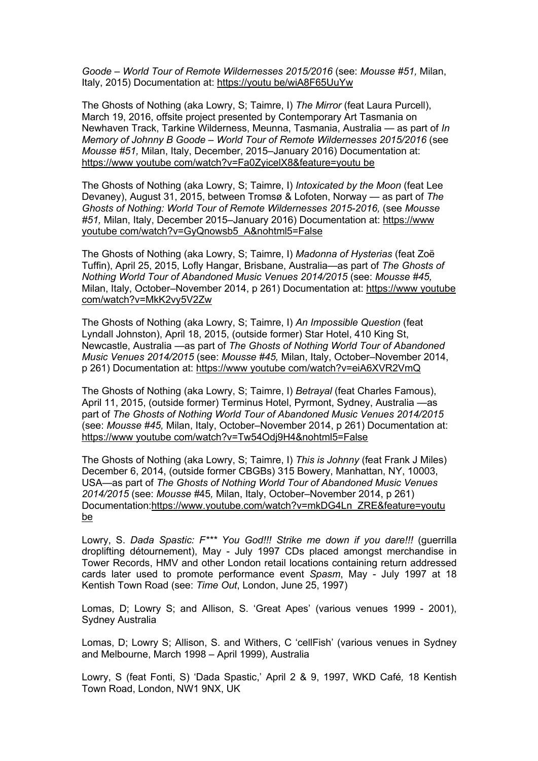*Goode – World Tour of Remote Wildernesses 2015/2016* (see: *Mousse #51,* Milan, Italy, 2015) Documentation at: https://youtu be/wiA8F65UuYw

The Ghosts of Nothing (aka Lowry, S; Taimre, I) *The Mirror* (feat Laura Purcell), March 19, 2016, offsite project presented by Contemporary Art Tasmania on Newhaven Track, Tarkine Wilderness, Meunna, Tasmania, Australia — as part of *In Memory of Johnny B Goode – World Tour of Remote Wildernesses 2015/2016* (see *Mousse #51,* Milan, Italy, December, 2015–January 2016) Documentation at: https://www youtube com/watch?v=Fa0ZyicelX8&feature=youtu be

The Ghosts of Nothing (aka Lowry, S; Taimre, I) *Intoxicated by the Moon* (feat Lee Devaney), August 31, 2015, between Tromsø & Lofoten, Norway — as part of *The Ghosts of Nothing: World Tour of Remote Wildernesses 2015-2016,* (see *Mousse #51,* Milan, Italy, December 2015–January 2016) Documentation at: https://www youtube com/watch?v=GyQnowsb5_A&nohtml5=False

The Ghosts of Nothing (aka Lowry, S; Taimre, I) *Madonna of Hysterias* (feat Zoë Tuffin), April 25, 2015, Lofly Hangar, Brisbane, Australia—as part of *The Ghosts of Nothing World Tour of Abandoned Music Venues 2014/2015* (see: *Mousse #45,* Milan, Italy, October–November 2014, p 261) Documentation at: https://www youtube com/watch?v=MkK2vy5V2Zw

The Ghosts of Nothing (aka Lowry, S; Taimre, I) *An Impossible Question* (feat Lyndall Johnston), April 18, 2015, (outside former) Star Hotel, 410 King St, Newcastle, Australia —as part of *The Ghosts of Nothing World Tour of Abandoned Music Venues 2014/2015* (see: *Mousse #45,* Milan, Italy, October–November 2014, p 261) Documentation at: https://www youtube com/watch?v=eiA6XVR2VmQ

The Ghosts of Nothing (aka Lowry, S; Taimre, I) *Betrayal* (feat Charles Famous), April 11, 2015, (outside former) Terminus Hotel, Pyrmont, Sydney, Australia —as part of *The Ghosts of Nothing World Tour of Abandoned Music Venues 2014/2015* (see: *Mousse #45,* Milan, Italy, October–November 2014, p 261) Documentation at: https://www youtube com/watch?v=Tw54Odj9H4&nohtml5=False

The Ghosts of Nothing (aka Lowry, S; Taimre, I) *This is Johnny* (feat Frank J Miles) December 6, 2014, (outside former CBGBs) 315 Bowery, Manhattan, NY, 10003, USA—as part of *The Ghosts of Nothing World Tour of Abandoned Music Venues 2014/2015* (see: *Mousse* #45*,* Milan, Italy, October–November 2014, p 261) Documentation:https://www.youtube.com/watch?v=mkDG4Ln_ZRE&feature=youtu be

Lowry, S. *Dada Spastic: F*** You God!!! Strike me down if you dare!!!* (guerrilla droplifting détournement), May - July 1997 CDs placed amongst merchandise in Tower Records, HMV and other London retail locations containing return addressed cards later used to promote performance event *Spasm*, May - July 1997 at 18 Kentish Town Road (see: *Time Out*, London, June 25, 1997)

Lomas, D; Lowry S; and Allison, S. 'Great Apes' (various venues 1999 - 2001), Sydney Australia

Lomas, D; Lowry S; Allison, S. and Withers, C 'cellFish' (various venues in Sydney and Melbourne, March 1998 – April 1999), Australia

Lowry, S (feat Fonti, S) 'Dada Spastic,' April 2 & 9, 1997, WKD Café*,* 18 Kentish Town Road, London, NW1 9NX, UK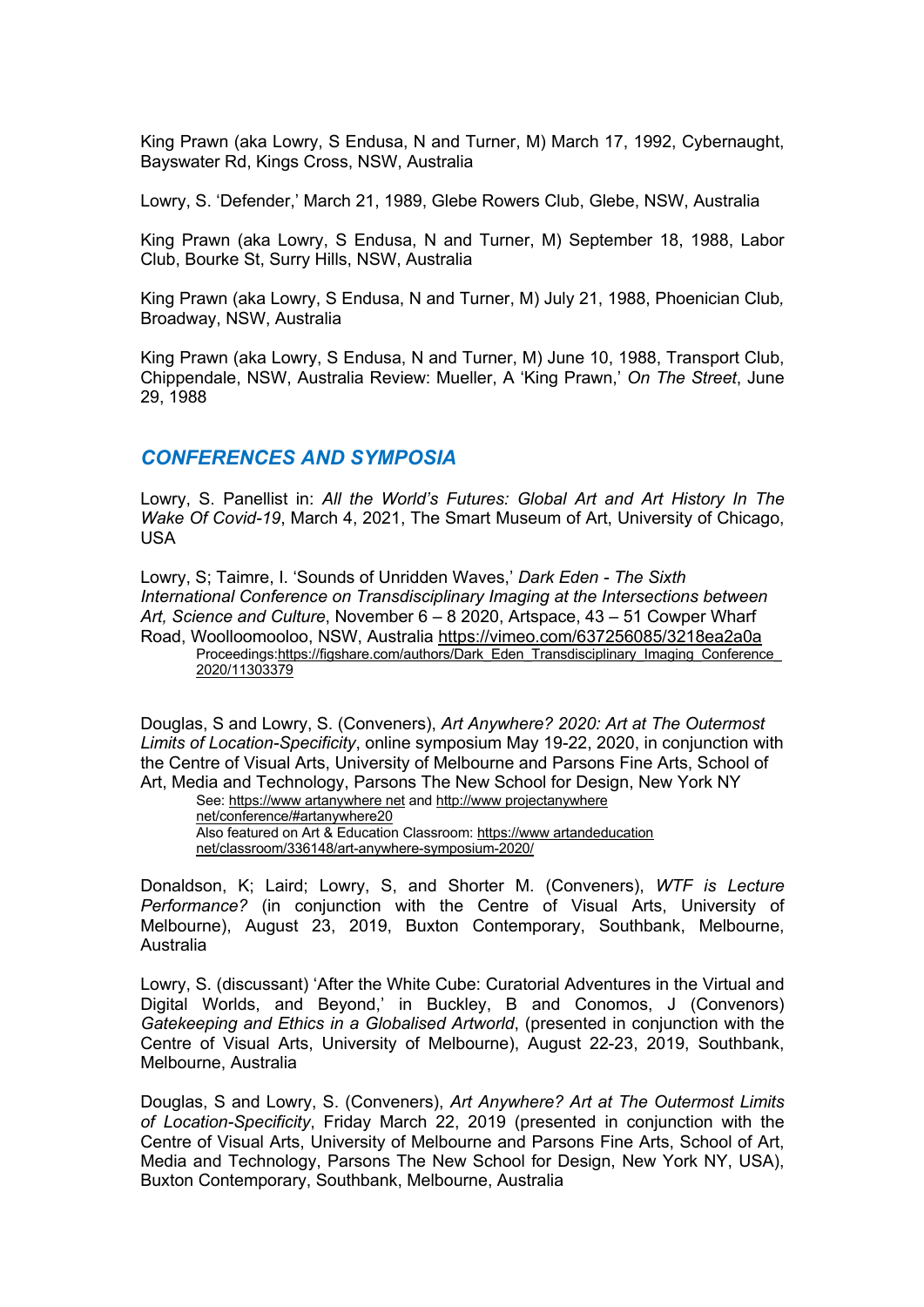King Prawn (aka Lowry, S Endusa, N and Turner, M) March 17, 1992, Cybernaught, Bayswater Rd, Kings Cross, NSW, Australia

Lowry, S. 'Defender,' March 21, 1989, Glebe Rowers Club, Glebe, NSW, Australia

King Prawn (aka Lowry, S Endusa, N and Turner, M) September 18, 1988, Labor Club, Bourke St, Surry Hills, NSW, Australia

King Prawn (aka Lowry, S Endusa, N and Turner, M) July 21, 1988, Phoenician Club, Broadway, NSW, Australia

King Prawn (aka Lowry, S Endusa, N and Turner, M) June 10, 1988, Transport Club, Chippendale, NSW, Australia Review: Mueller, A 'King Prawn,' *On The Street*, June 29, 1988

## CONFERENCES AND SYMPOSIA

Lowry, S. Panellist in: *All the World's Futures: Global Art and Art History In The Wake Of Covid-19*, March 4, 2021, The Smart Museum of Art, University of Chicago, USA

Lowry, S; Taimre, I. 'Sounds of Unridden Waves,' *Dark Eden - The Sixth International Conference on Transdisciplinary Imaging at the Intersections between Art, Science and Culture*, November 6 – 8 2020, Artspace, 43 – 51 Cowper Wharf Road, Woolloomooloo, NSW, Australia https://vimeo.com/637256085/3218ea2a0a
Proceedings:https://figshare.com/authors/Dark_Eden_Transdisciplinary_Imaging_Conference_2020/11303379

Douglas, S and Lowry, S. (Conveners), *Art Anywhere? 2020: Art at The Outermost Limits of Location-Specificity*, online symposium May 19-22, 2020, in conjunction with the Centre of Visual Arts, University of Melbourne and Parsons Fine Arts, School of Art, Media and Technology, Parsons The New School for Design, New York NY
See: https://www artanywhere net and http://www projectanywhere net/conference/#artanywhere20
Also featured on Art & Education Classroom: https://www artandeducation net/classroom/336148/art-anywhere-symposium-2020/

Donaldson, K; Laird; Lowry, S, and Shorter M. (Conveners), *WTF is Lecture Performance?* (in conjunction with the Centre of Visual Arts, University of Melbourne), August 23, 2019, Buxton Contemporary, Southbank, Melbourne, Australia

Lowry, S. (discussant) 'After the White Cube: Curatorial Adventures in the Virtual and Digital Worlds, and Beyond,' in Buckley, B and Conomos, J (Convenors) *Gatekeeping and Ethics in a Globalised Artworld*, (presented in conjunction with the Centre of Visual Arts, University of Melbourne), August 22-23, 2019, Southbank, Melbourne, Australia

Douglas, S and Lowry, S. (Conveners), *Art Anywhere? Art at The Outermost Limits of Location-Specificity*, Friday March 22, 2019 (presented in conjunction with the Centre of Visual Arts, University of Melbourne and Parsons Fine Arts, School of Art, Media and Technology, Parsons The New School for Design, New York NY, USA), Buxton Contemporary, Southbank, Melbourne, Australia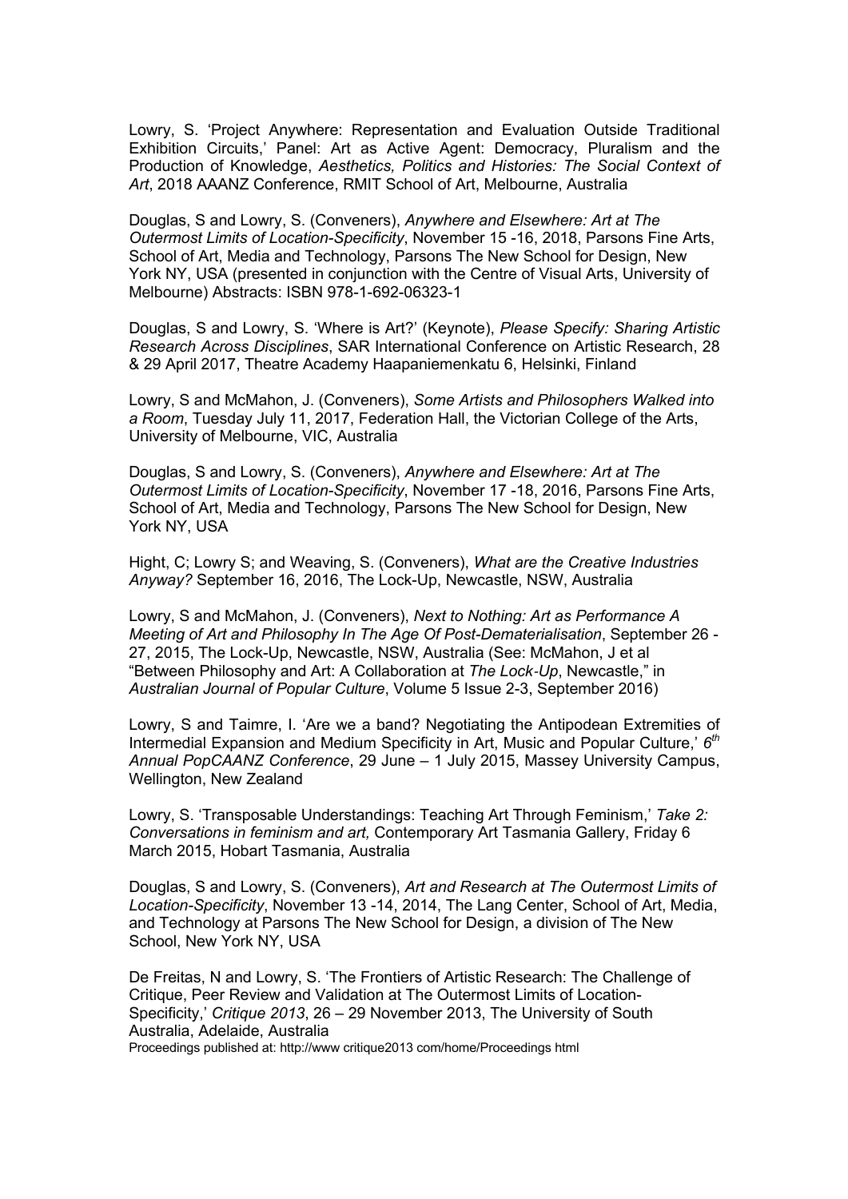Lowry, S. 'Project Anywhere: Representation and Evaluation Outside Traditional Exhibition Circuits,' Panel: Art as Active Agent: Democracy, Pluralism and the Production of Knowledge, *Aesthetics, Politics and Histories: The Social Context of Art*, 2018 AAANZ Conference, RMIT School of Art, Melbourne, Australia

Douglas, S and Lowry, S. (Conveners), *Anywhere and Elsewhere: Art at The Outermost Limits of Location-Specificity*, November 15 -16, 2018, Parsons Fine Arts, School of Art, Media and Technology, Parsons The New School for Design, New York NY, USA (presented in conjunction with the Centre of Visual Arts, University of Melbourne) Abstracts: ISBN 978-1-692-06323-1

Douglas, S and Lowry, S. 'Where is Art?' (Keynote), *Please Specify: Sharing Artistic Research Across Disciplines*, SAR International Conference on Artistic Research, 28 & 29 April 2017, Theatre Academy Haapaniemenkatu 6, Helsinki, Finland

Lowry, S and McMahon, J. (Conveners), *Some Artists and Philosophers Walked into a Room*, Tuesday July 11, 2017, Federation Hall, the Victorian College of the Arts, University of Melbourne, VIC, Australia

Douglas, S and Lowry, S. (Conveners), *Anywhere and Elsewhere: Art at The Outermost Limits of Location-Specificity*, November 17 -18, 2016, Parsons Fine Arts, School of Art, Media and Technology, Parsons The New School for Design, New York NY, USA

Hight, C; Lowry S; and Weaving, S. (Conveners), *What are the Creative Industries Anyway?* September 16, 2016, The Lock-Up, Newcastle, NSW, Australia

Lowry, S and McMahon, J. (Conveners), *Next to Nothing: Art as Performance A Meeting of Art and Philosophy In The Age Of Post-Dematerialisation*, September 26 - 27, 2015, The Lock-Up, Newcastle, NSW, Australia (See: McMahon, J et al "Between Philosophy and Art: A Collaboration at *The Lock-Up*, Newcastle," in *Australian Journal of Popular Culture*, Volume 5 Issue 2-3, September 2016)

Lowry, S and Taimre, I. 'Are we a band? Negotiating the Antipodean Extremities of Intermedial Expansion and Medium Specificity in Art, Music and Popular Culture,' *6th Annual PopCAANZ Conference*, 29 June – 1 July 2015, Massey University Campus, Wellington, New Zealand

Lowry, S. 'Transposable Understandings: Teaching Art Through Feminism,' *Take 2: Conversations in feminism and art,* Contemporary Art Tasmania Gallery, Friday 6 March 2015, Hobart Tasmania, Australia

Douglas, S and Lowry, S. (Conveners), *Art and Research at The Outermost Limits of Location-Specificity*, November 13 -14, 2014, The Lang Center, School of Art, Media, and Technology at Parsons The New School for Design, a division of The New School, New York NY, USA

De Freitas, N and Lowry, S. 'The Frontiers of Artistic Research: The Challenge of Critique, Peer Review and Validation at The Outermost Limits of Location-Specificity,' *Critique 2013*, 26 – 29 November 2013, The University of South Australia, Adelaide, Australia
Proceedings published at: http://www critique2013 com/home/Proceedings html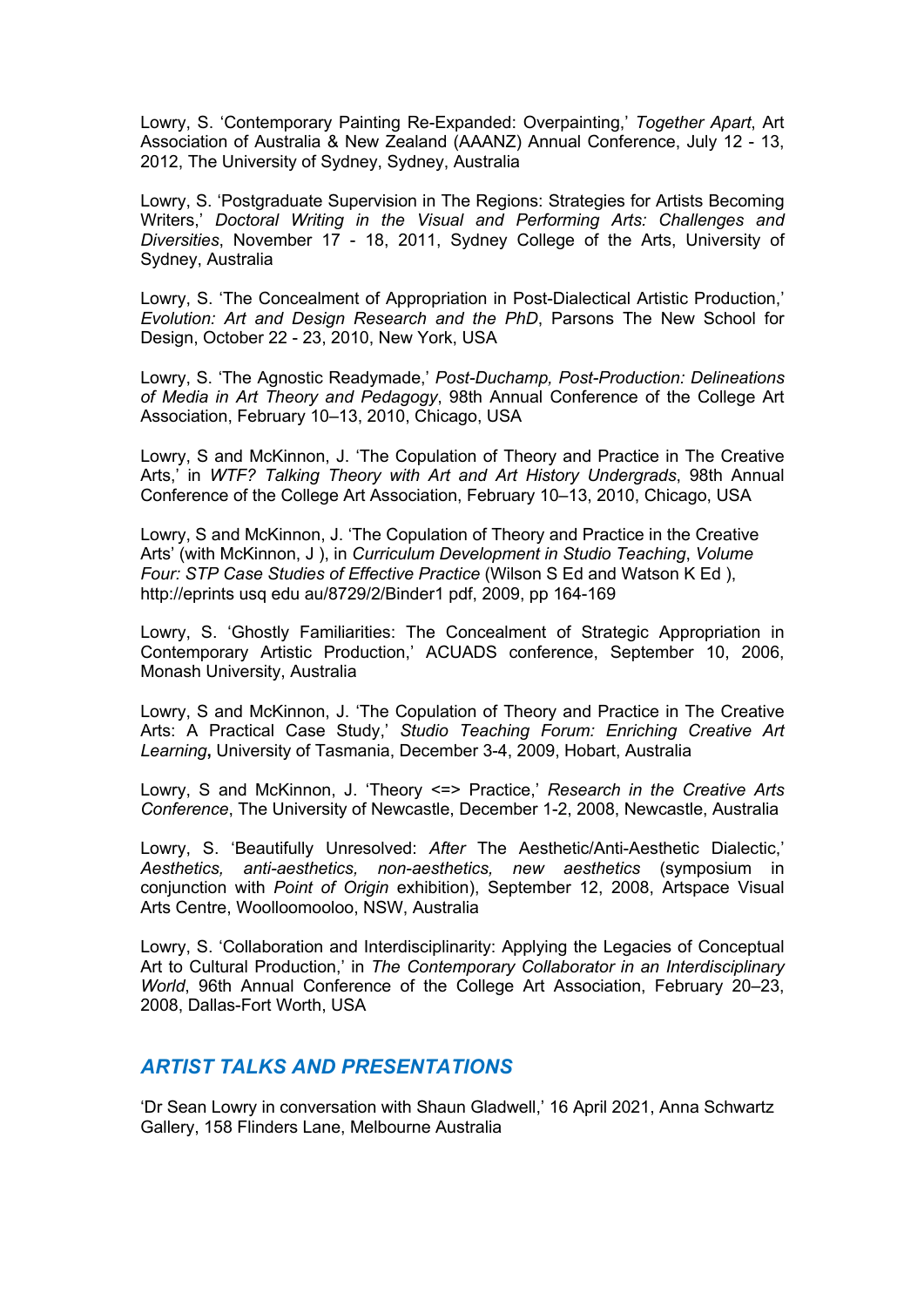Lowry, S. 'Contemporary Painting Re-Expanded: Overpainting,' *Together Apart*, Art Association of Australia & New Zealand (AAANZ) Annual Conference, July 12 - 13, 2012, The University of Sydney, Sydney, Australia

Lowry, S. 'Postgraduate Supervision in The Regions: Strategies for Artists Becoming Writers,' *Doctoral Writing in the Visual and Performing Arts: Challenges and Diversities*, November 17 - 18, 2011, Sydney College of the Arts, University of Sydney, Australia

Lowry, S. 'The Concealment of Appropriation in Post-Dialectical Artistic Production,' *Evolution: Art and Design Research and the PhD*, Parsons The New School for Design, October 22 - 23, 2010, New York, USA

Lowry, S. 'The Agnostic Readymade,' *Post-Duchamp, Post-Production: Delineations of Media in Art Theory and Pedagogy*, 98th Annual Conference of the College Art Association, February 10–13, 2010, Chicago, USA

Lowry, S and McKinnon, J. 'The Copulation of Theory and Practice in The Creative Arts,' in *WTF? Talking Theory with Art and Art History Undergrads*, 98th Annual Conference of the College Art Association, February 10–13, 2010, Chicago, USA

Lowry, S and McKinnon, J. 'The Copulation of Theory and Practice in the Creative Arts' (with McKinnon, J ), in *Curriculum Development in Studio Teaching*, *Volume Four: STP Case Studies of Effective Practice* (Wilson S Ed and Watson K Ed ), http://eprints usq edu au/8729/2/Binder1 pdf, 2009, pp 164-169

Lowry, S. 'Ghostly Familiarities: The Concealment of Strategic Appropriation in Contemporary Artistic Production,' ACUADS conference, September 10, 2006, Monash University, Australia

Lowry, S and McKinnon, J. 'The Copulation of Theory and Practice in The Creative Arts: A Practical Case Study,' *Studio Teaching Forum: Enriching Creative Art Learning*, University of Tasmania, December 3-4, 2009, Hobart, Australia

Lowry, S and McKinnon, J. 'Theory <=> Practice,' *Research in the Creative Arts Conference*, The University of Newcastle, December 1-2, 2008, Newcastle, Australia

Lowry, S. 'Beautifully Unresolved: *After* The Aesthetic/Anti-Aesthetic Dialectic,' *Aesthetics, anti-aesthetics, non-aesthetics, new aesthetics* (symposium in conjunction with *Point of Origin* exhibition), September 12, 2008, Artspace Visual Arts Centre, Woolloomooloo, NSW, Australia

Lowry, S. 'Collaboration and Interdisciplinarity: Applying the Legacies of Conceptual Art to Cultural Production,' in *The Contemporary Collaborator in an Interdisciplinary World*, 96th Annual Conference of the College Art Association, February 20–23, 2008, Dallas-Fort Worth, USA

## *ARTIST TALKS AND PRESENTATIONS*

'Dr Sean Lowry in conversation with Shaun Gladwell,' 16 April 2021, Anna Schwartz Gallery, 158 Flinders Lane, Melbourne Australia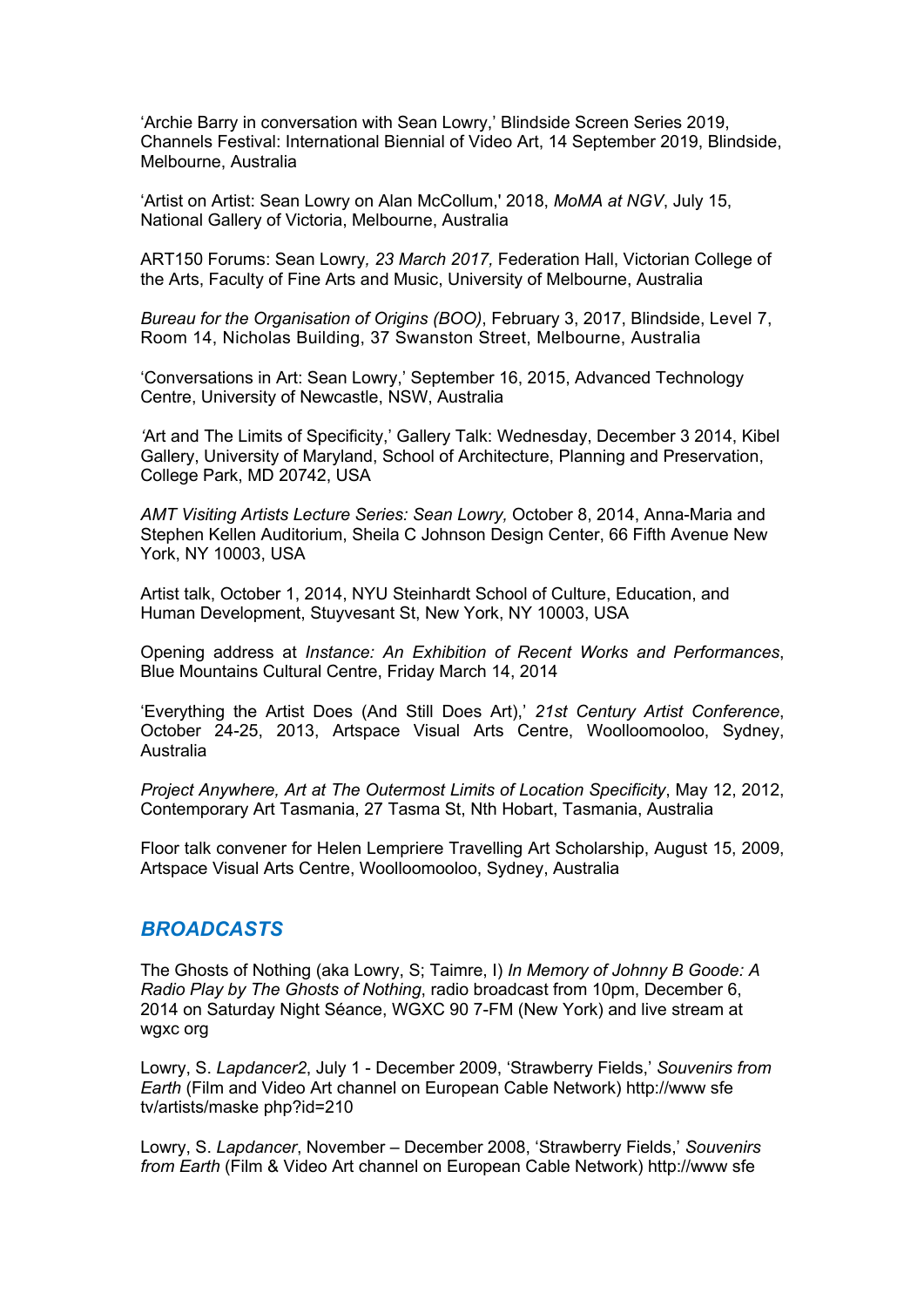'Archie Barry in conversation with Sean Lowry,' Blindside Screen Series 2019, Channels Festival: International Biennial of Video Art, 14 September 2019, Blindside, Melbourne, Australia

'Artist on Artist: Sean Lowry on Alan McCollum,' 2018, *MoMA at NGV*, July 15, National Gallery of Victoria, Melbourne, Australia

ART150 Forums: Sean Lowry*, 23 March 2017,* Federation Hall, Victorian College of the Arts, Faculty of Fine Arts and Music, University of Melbourne, Australia

*Bureau for the Organisation of Origins (BOO)*, February 3, 2017, Blindside, Level 7, Room 14, Nicholas Building, 37 Swanston Street, Melbourne, Australia

'Conversations in Art: Sean Lowry,' September 16, 2015, Advanced Technology Centre, University of Newcastle, NSW, Australia

'Art and The Limits of Specificity,' Gallery Talk: Wednesday, December 3 2014, Kibel Gallery, University of Maryland, School of Architecture, Planning and Preservation, College Park, MD 20742, USA

*AMT Visiting Artists Lecture Series: Sean Lowry,* October 8, 2014, Anna-Maria and Stephen Kellen Auditorium, Sheila C Johnson Design Center, 66 Fifth Avenue New York, NY 10003, USA

Artist talk, October 1, 2014, NYU Steinhardt School of Culture, Education, and Human Development, Stuyvesant St, New York, NY 10003, USA

Opening address at *Instance: An Exhibition of Recent Works and Performances*, Blue Mountains Cultural Centre, Friday March 14, 2014

'Everything the Artist Does (And Still Does Art),' *21st Century Artist Conference*, October 24-25, 2013, Artspace Visual Arts Centre, Woolloomooloo, Sydney, Australia

*Project Anywhere, Art at The Outermost Limits of Location Specificity*, May 12, 2012, Contemporary Art Tasmania, 27 Tasma St, Nth Hobart, Tasmania, Australia

Floor talk convener for Helen Lempriere Travelling Art Scholarship, August 15, 2009, Artspace Visual Arts Centre, Woolloomooloo, Sydney, Australia

## *BROADCASTS*

The Ghosts of Nothing (aka Lowry, S; Taimre, I) *In Memory of Johnny B Goode: A Radio Play by The Ghosts of Nothing*, radio broadcast from 10pm, December 6, 2014 on Saturday Night Séance, WGXC 90 7-FM (New York) and live stream at wgxc org

Lowry, S. *Lapdancer2*, July 1 - December 2009, 'Strawberry Fields,' *Souvenirs from Earth* (Film and Video Art channel on European Cable Network) http://www sfe tv/artists/maske php?id=210

Lowry, S. *Lapdancer*, November – December 2008, 'Strawberry Fields,' *Souvenirs from Earth* (Film & Video Art channel on European Cable Network) http://www sfe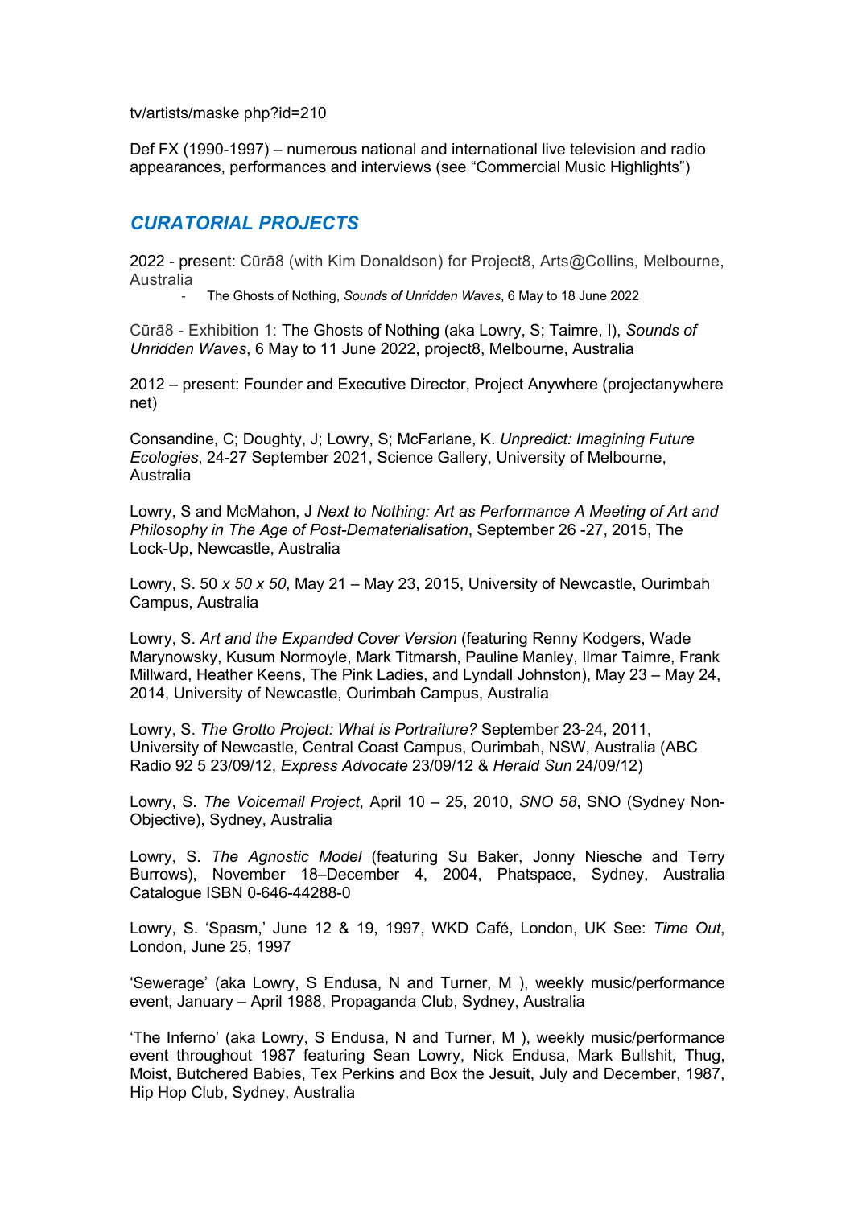tv/artists/maske php?id=210

Def FX (1990-1997) – numerous national and international live television and radio appearances, performances and interviews (see "Commercial Music Highlights")

## *CURATORIAL PROJECTS*

2022 - present: Cūrā8 (with Kim Donaldson) for Project8, Arts@Collins, Melbourne, Australia

- The Ghosts of Nothing, *Sounds of Unridden Waves*, 6 May to 18 June 2022

Cūrā8 - Exhibition 1: The Ghosts of Nothing (aka Lowry, S; Taimre, I), *Sounds of Unridden Waves*, 6 May to 11 June 2022, project8, Melbourne, Australia

2012 – present: Founder and Executive Director, Project Anywhere (projectanywhere net)

Consandine, C; Doughty, J; Lowry, S; McFarlane, K. *Unpredict: Imagining Future Ecologies*, 24-27 September 2021, Science Gallery, University of Melbourne, Australia

Lowry, S and McMahon, J *Next to Nothing: Art as Performance A Meeting of Art and Philosophy in The Age of Post-Dematerialisation*, September 26 -27, 2015, The Lock-Up, Newcastle, Australia

Lowry, S. 50 *x 50 x 50*, May 21 – May 23, 2015, University of Newcastle, Ourimbah Campus, Australia

Lowry, S. *Art and the Expanded Cover Version* (featuring Renny Kodgers, Wade Marynowsky, Kusum Normoyle, Mark Titmarsh, Pauline Manley, Ilmar Taimre, Frank Millward, Heather Keens, The Pink Ladies, and Lyndall Johnston), May 23 – May 24, 2014, University of Newcastle, Ourimbah Campus, Australia

Lowry, S. *The Grotto Project: What is Portraiture?* September 23-24, 2011, University of Newcastle, Central Coast Campus, Ourimbah, NSW, Australia (ABC Radio 92 5 23/09/12, *Express Advocate* 23/09/12 & *Herald Sun* 24/09/12)

Lowry, S. *The Voicemail Project*, April 10 – 25, 2010, *SNO 58*, SNO (Sydney Non-Objective), Sydney, Australia

Lowry, S. *The Agnostic Model* (featuring Su Baker, Jonny Niesche and Terry Burrows), November 18–December 4, 2004, Phatspace, Sydney, Australia Catalogue ISBN 0-646-44288-0

Lowry, S. 'Spasm,' June 12 & 19, 1997, WKD Café, London, UK See: *Time Out*, London, June 25, 1997

'Sewerage' (aka Lowry, S Endusa, N and Turner, M ), weekly music/performance event, January – April 1988, Propaganda Club, Sydney, Australia

'The Inferno' (aka Lowry, S Endusa, N and Turner, M ), weekly music/performance event throughout 1987 featuring Sean Lowry, Nick Endusa, Mark Bullshit, Thug, Moist, Butchered Babies, Tex Perkins and Box the Jesuit, July and December, 1987, Hip Hop Club, Sydney, Australia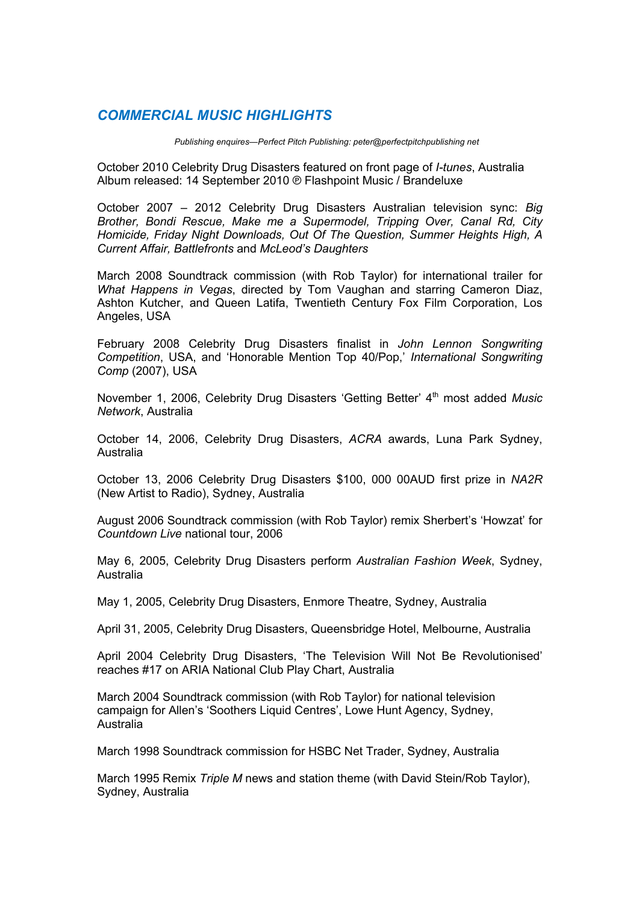## *COMMERCIAL MUSIC HIGHLIGHTS*

*Publishing enquires—Perfect Pitch Publishing: peter@perfectpitchpublishing net*

October 2010 Celebrity Drug Disasters featured on front page of *I-tunes*, Australia
Album released: 14 September 2010 ℗ Flashpoint Music / Brandeluxe

October 2007 – 2012 Celebrity Drug Disasters Australian television sync: *Big Brother, Bondi Rescue, Make me a Supermodel, Tripping Over, Canal Rd, City Homicide, Friday Night Downloads, Out Of The Question, Summer Heights High, A Current Affair, Battlefronts* and *McLeod's Daughters*

March 2008 Soundtrack commission (with Rob Taylor) for international trailer for *What Happens in Vegas*, directed by Tom Vaughan and starring Cameron Diaz, Ashton Kutcher, and Queen Latifa, Twentieth Century Fox Film Corporation, Los Angeles, USA

February 2008 Celebrity Drug Disasters finalist in *John Lennon Songwriting Competition*, USA, and 'Honorable Mention Top 40/Pop,' *International Songwriting Comp* (2007), USA

November 1, 2006, Celebrity Drug Disasters 'Getting Better' 4th most added *Music Network*, Australia

October 14, 2006, Celebrity Drug Disasters, *ACRA* awards, Luna Park Sydney, Australia

October 13, 2006 Celebrity Drug Disasters $100, 000 00AUD first prize in *NA2R* (New Artist to Radio), Sydney, Australia

August 2006 Soundtrack commission (with Rob Taylor) remix Sherbert's 'Howzat' for *Countdown Live* national tour, 2006

May 6, 2005, Celebrity Drug Disasters perform *Australian Fashion Week*, Sydney, Australia

May 1, 2005, Celebrity Drug Disasters, Enmore Theatre, Sydney, Australia

April 31, 2005, Celebrity Drug Disasters, Queensbridge Hotel, Melbourne, Australia

April 2004 Celebrity Drug Disasters, 'The Television Will Not Be Revolutionised' reaches #17 on ARIA National Club Play Chart, Australia

March 2004 Soundtrack commission (with Rob Taylor) for national television campaign for Allen's 'Soothers Liquid Centres', Lowe Hunt Agency, Sydney, Australia

March 1998 Soundtrack commission for HSBC Net Trader, Sydney, Australia

March 1995 Remix *Triple M* news and station theme (with David Stein/Rob Taylor), Sydney, Australia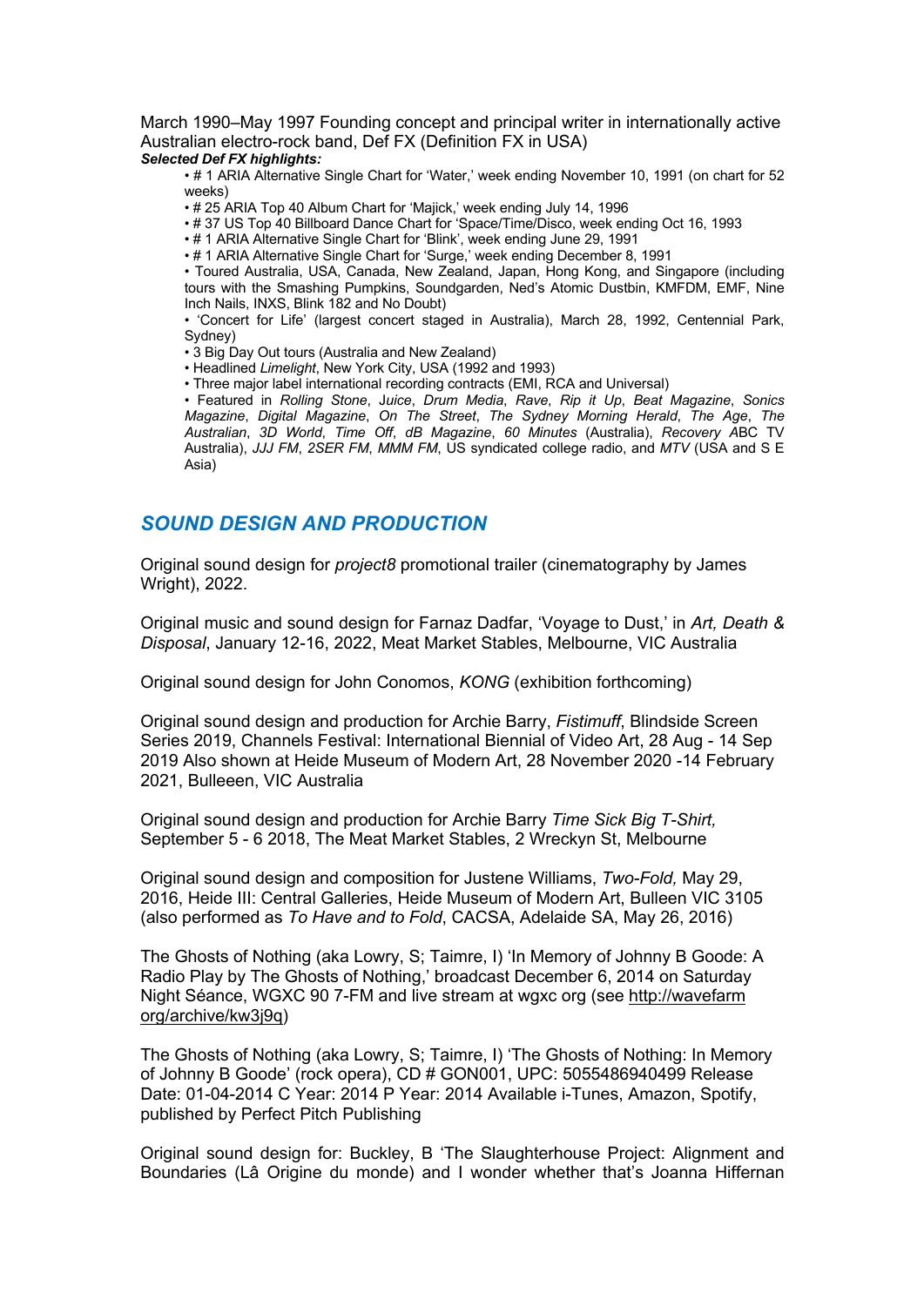March 1990–May 1997 Founding concept and principal writer in internationally active Australian electro-rock band, Def FX (Definition FX in USA)

***Selected Def FX highlights:***

- # 1 ARIA Alternative Single Chart for 'Water,' week ending November 10, 1991 (on chart for 52 weeks)
- # 25 ARIA Top 40 Album Chart for 'Majick,' week ending July 14, 1996
- # 37 US Top 40 Billboard Dance Chart for 'Space/Time/Disco, week ending Oct 16, 1993
- # 1 ARIA Alternative Single Chart for 'Blink', week ending June 29, 1991
- # 1 ARIA Alternative Single Chart for 'Surge,' week ending December 8, 1991
- Toured Australia, USA, Canada, New Zealand, Japan, Hong Kong, and Singapore (including tours with the Smashing Pumpkins, Soundgarden, Ned's Atomic Dustbin, KMFDM, EMF, Nine Inch Nails, INXS, Blink 182 and No Doubt)
- 'Concert for Life' (largest concert staged in Australia), March 28, 1992, Centennial Park, Sydney)
- 3 Big Day Out tours (Australia and New Zealand)
- Headlined *Limelight*, New York City, USA (1992 and 1993)
- Three major label international recording contracts (EMI, RCA and Universal)
- Featured in *Rolling Stone*, *Juice*, *Drum Media*, *Rave*, *Rip it Up*, *Beat Magazine*, *Sonics Magazine*, *Digital Magazine*, *On The Street*, *The Sydney Morning Herald*, *The Age*, *The Australian*, *3D World*, *Time Off*, *dB Magazine*, *60 Minutes* (Australia), *Recovery* ABC TV Australia), *JJJ FM*, *2SER FM*, *MMM FM*, US syndicated college radio, and *MTV* (USA and S E Asia)

## *SOUND DESIGN AND PRODUCTION*

Original sound design for *project8* promotional trailer (cinematography by James Wright), 2022.

Original music and sound design for Farnaz Dadfar, 'Voyage to Dust,' in *Art, Death & Disposal*, January 12-16, 2022, Meat Market Stables, Melbourne, VIC Australia

Original sound design for John Conomos, *KONG* (exhibition forthcoming)

Original sound design and production for Archie Barry, *Fistimuff*, Blindside Screen Series 2019, Channels Festival: International Biennial of Video Art, 28 Aug - 14 Sep 2019 Also shown at Heide Museum of Modern Art, 28 November 2020 -14 February 2021, Bulleeen, VIC Australia

Original sound design and production for Archie Barry *Time Sick Big T-Shirt,* September 5 - 6 2018, The Meat Market Stables, 2 Wreckyn St, Melbourne

Original sound design and composition for Justene Williams, *Two-Fold,* May 29, 2016, Heide III: Central Galleries, Heide Museum of Modern Art, Bulleen VIC 3105 (also performed as *To Have and to Fold*, CACSA, Adelaide SA, May 26, 2016)

The Ghosts of Nothing (aka Lowry, S; Taimre, I) 'In Memory of Johnny B Goode: A Radio Play by The Ghosts of Nothing,' broadcast December 6, 2014 on Saturday Night Séance, WGXC 90 7-FM and live stream at wgxc org (see http://wavefarm org/archive/kw3j9q)

The Ghosts of Nothing (aka Lowry, S; Taimre, I) 'The Ghosts of Nothing: In Memory of Johnny B Goode' (rock opera), CD # GON001, UPC: 5055486940499 Release Date: 01-04-2014 C Year: 2014 P Year: 2014 Available i-Tunes, Amazon, Spotify, published by Perfect Pitch Publishing

Original sound design for: Buckley, B 'The Slaughterhouse Project: Alignment and Boundaries (Lâ Origine du monde) and I wonder whether that's Joanna Hiffernan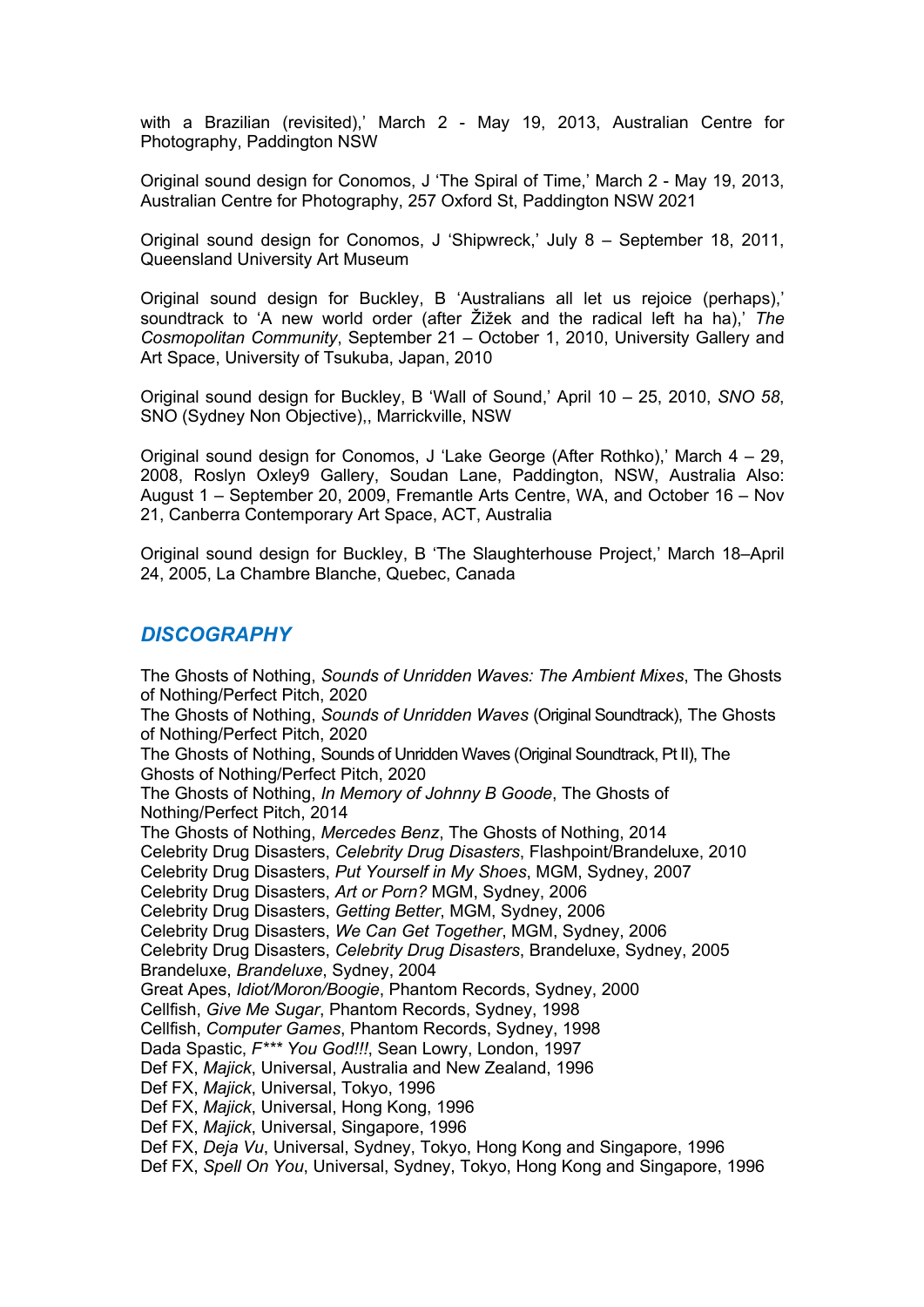with a Brazilian (revisited),' March 2 - May 19, 2013, Australian Centre for Photography, Paddington NSW

Original sound design for Conomos, J 'The Spiral of Time,' March 2 - May 19, 2013, Australian Centre for Photography, 257 Oxford St, Paddington NSW 2021

Original sound design for Conomos, J 'Shipwreck,' July 8 – September 18, 2011, Queensland University Art Museum

Original sound design for Buckley, B 'Australians all let us rejoice (perhaps),' soundtrack to 'A new world order (after Žižek and the radical left ha ha),' *The Cosmopolitan Community*, September 21 – October 1, 2010, University Gallery and Art Space, University of Tsukuba, Japan, 2010

Original sound design for Buckley, B 'Wall of Sound,' April 10 – 25, 2010, *SNO 58*, SNO (Sydney Non Objective),, Marrickville, NSW

Original sound design for Conomos, J 'Lake George (After Rothko),' March 4 – 29, 2008, Roslyn Oxley9 Gallery, Soudan Lane, Paddington, NSW, Australia Also: August 1 – September 20, 2009, Fremantle Arts Centre, WA, and October 16 – Nov 21, Canberra Contemporary Art Space, ACT, Australia

Original sound design for Buckley, B 'The Slaughterhouse Project,' March 18–April 24, 2005, La Chambre Blanche, Quebec, Canada

## DISCOGRAPHY

The Ghosts of Nothing, *Sounds of Unridden Waves: The Ambient Mixes*, The Ghosts of Nothing/Perfect Pitch, 2020
The Ghosts of Nothing, *Sounds of Unridden Waves* (Original Soundtrack), The Ghosts of Nothing/Perfect Pitch, 2020
The Ghosts of Nothing, Sounds of Unridden Waves (Original Soundtrack, Pt II), The Ghosts of Nothing/Perfect Pitch, 2020
The Ghosts of Nothing, *In Memory of Johnny B Goode*, The Ghosts of Nothing/Perfect Pitch, 2014
The Ghosts of Nothing, *Mercedes Benz*, The Ghosts of Nothing, 2014
Celebrity Drug Disasters, *Celebrity Drug Disasters*, Flashpoint/Brandeluxe, 2010
Celebrity Drug Disasters, *Put Yourself in My Shoes*, MGM, Sydney, 2007
Celebrity Drug Disasters, *Art or Porn?* MGM, Sydney, 2006
Celebrity Drug Disasters, *Getting Better*, MGM, Sydney, 2006
Celebrity Drug Disasters, *We Can Get Together*, MGM, Sydney, 2006
Celebrity Drug Disasters, *Celebrity Drug Disasters*, Brandeluxe, Sydney, 2005
Brandeluxe, *Brandeluxe*, Sydney, 2004
Great Apes, *Idiot/Moron/Boogie*, Phantom Records, Sydney, 2000
Cellfish, *Give Me Sugar*, Phantom Records, Sydney, 1998
Cellfish, *Computer Games*, Phantom Records, Sydney, 1998
Dada Spastic, *F*** You God!!!*, Sean Lowry, London, 1997
Def FX, *Majick*, Universal, Australia and New Zealand, 1996
Def FX, *Majick*, Universal, Tokyo, 1996
Def FX, *Majick*, Universal, Hong Kong, 1996
Def FX, *Majick*, Universal, Singapore, 1996
Def FX, *Deja Vu*, Universal, Sydney, Tokyo, Hong Kong and Singapore, 1996
Def FX, *Spell On You*, Universal, Sydney, Tokyo, Hong Kong and Singapore, 1996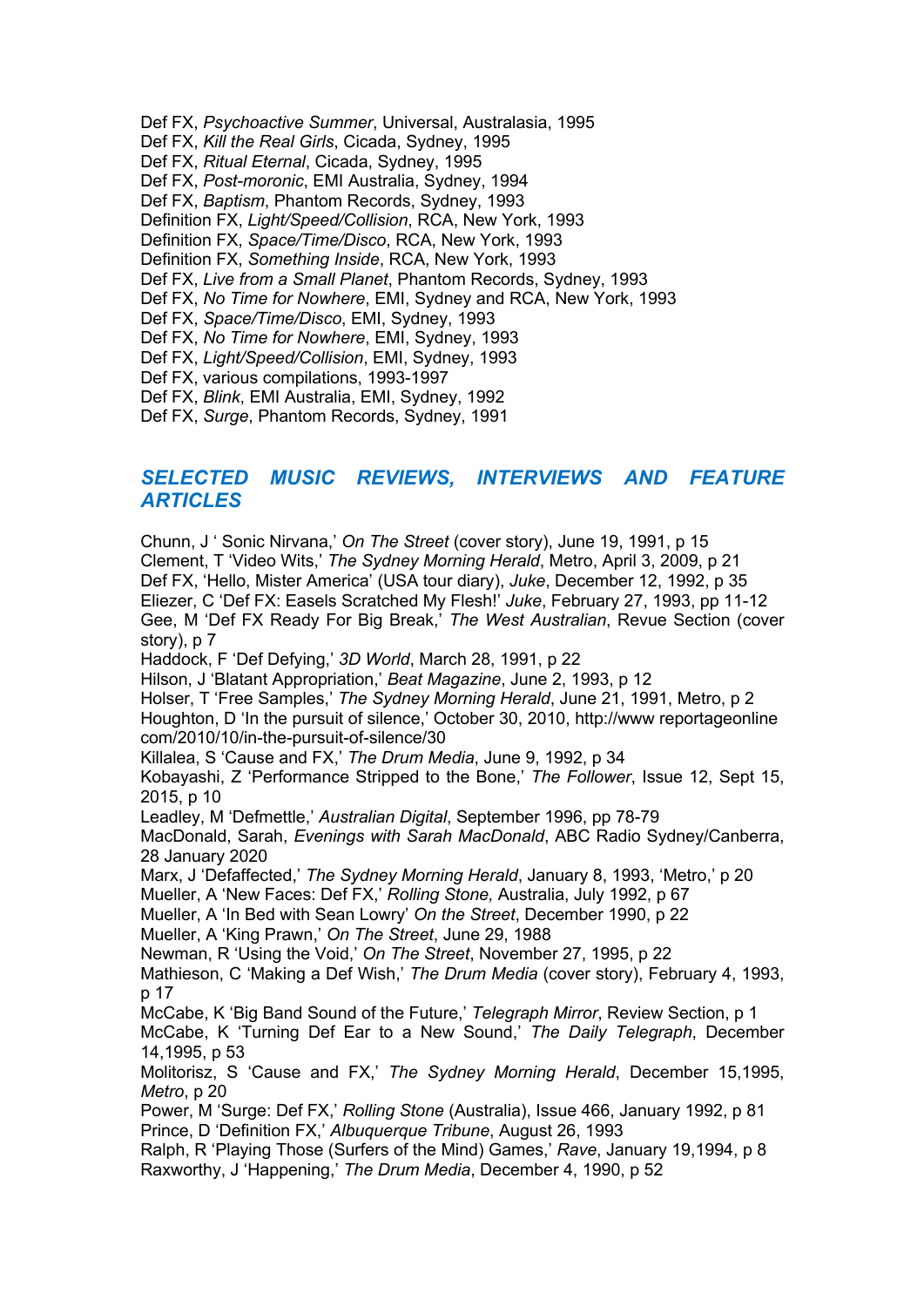Def FX, *Psychoactive Summer*, Universal, Australasia, 1995
Def FX, *Kill the Real Girls*, Cicada, Sydney, 1995
Def FX, *Ritual Eternal*, Cicada, Sydney, 1995
Def FX, *Post-moronic*, EMI Australia, Sydney, 1994
Def FX, *Baptism*, Phantom Records, Sydney, 1993
Definition FX, *Light/Speed/Collision*, RCA, New York, 1993
Definition FX, *Space/Time/Disco*, RCA, New York, 1993
Definition FX, *Something Inside*, RCA, New York, 1993
Def FX, *Live from a Small Planet*, Phantom Records, Sydney, 1993
Def FX, *No Time for Nowhere*, EMI, Sydney and RCA, New York, 1993
Def FX, *Space/Time/Disco*, EMI, Sydney, 1993
Def FX, *No Time for Nowhere*, EMI, Sydney, 1993
Def FX, *Light/Speed/Collision*, EMI, Sydney, 1993
Def FX, various compilations, 1993-1997
Def FX, *Blink*, EMI Australia, EMI, Sydney, 1992
Def FX, *Surge*, Phantom Records, Sydney, 1991

## *SELECTED MUSIC REVIEWS, INTERVIEWS AND FEATURE ARTICLES*

Chunn, J ' Sonic Nirvana,' *On The Street* (cover story), June 19, 1991, p 15
Clement, T 'Video Wits,' *The Sydney Morning Herald*, Metro, April 3, 2009, p 21
Def FX, 'Hello, Mister America' (USA tour diary), *Juke*, December 12, 1992, p 35
Eliezer, C 'Def FX: Easels Scratched My Flesh!' *Juke*, February 27, 1993, pp 11-12
Gee, M 'Def FX Ready For Big Break,' *The West Australian*, Revue Section (cover story), p 7
Haddock, F 'Def Defying,' *3D World*, March 28, 1991, p 22
Hilson, J 'Blatant Appropriation,' *Beat Magazine*, June 2, 1993, p 12
Holser, T 'Free Samples,' *The Sydney Morning Herald*, June 21, 1991, Metro, p 2
Houghton, D 'In the pursuit of silence,' October 30, 2010, http://www reportageonline com/2010/10/in-the-pursuit-of-silence/30
Killalea, S 'Cause and FX,' *The Drum Media*, June 9, 1992, p 34
Kobayashi, Z 'Performance Stripped to the Bone,' *The Follower*, Issue 12, Sept 15, 2015, p 10
Leadley, M 'Defmettle,' *Australian Digital*, September 1996, pp 78-79
MacDonald, Sarah, *Evenings with Sarah MacDonald*, ABC Radio Sydney/Canberra, 28 January 2020
Marx, J 'Defaffected,' *The Sydney Morning Herald*, January 8, 1993, 'Metro,' p 20
Mueller, A 'New Faces: Def FX,' *Rolling Stone,* Australia, July 1992, p 67
Mueller, A 'In Bed with Sean Lowry' *On the Street*, December 1990, p 22
Mueller, A 'King Prawn,' *On The Street*, June 29, 1988
Newman, R 'Using the Void,' *On The Street*, November 27, 1995, p 22
Mathieson, C 'Making a Def Wish,' *The Drum Media* (cover story), February 4, 1993, p 17
McCabe, K 'Big Band Sound of the Future,' *Telegraph Mirror*, Review Section, p 1
McCabe, K 'Turning Def Ear to a New Sound,' *The Daily Telegraph*, December 14,1995, p 53
Molitorisz, S 'Cause and FX,' *The Sydney Morning Herald*, December 15,1995, *Metro*, p 20
Power, M 'Surge: Def FX,' *Rolling Stone* (Australia), Issue 466, January 1992, p 81
Prince, D 'Definition FX,' *Albuquerque Tribune*, August 26, 1993
Ralph, R 'Playing Those (Surfers of the Mind) Games,' *Rave*, January 19,1994, p 8
Raxworthy, J 'Happening,' *The Drum Media*, December 4, 1990, p 52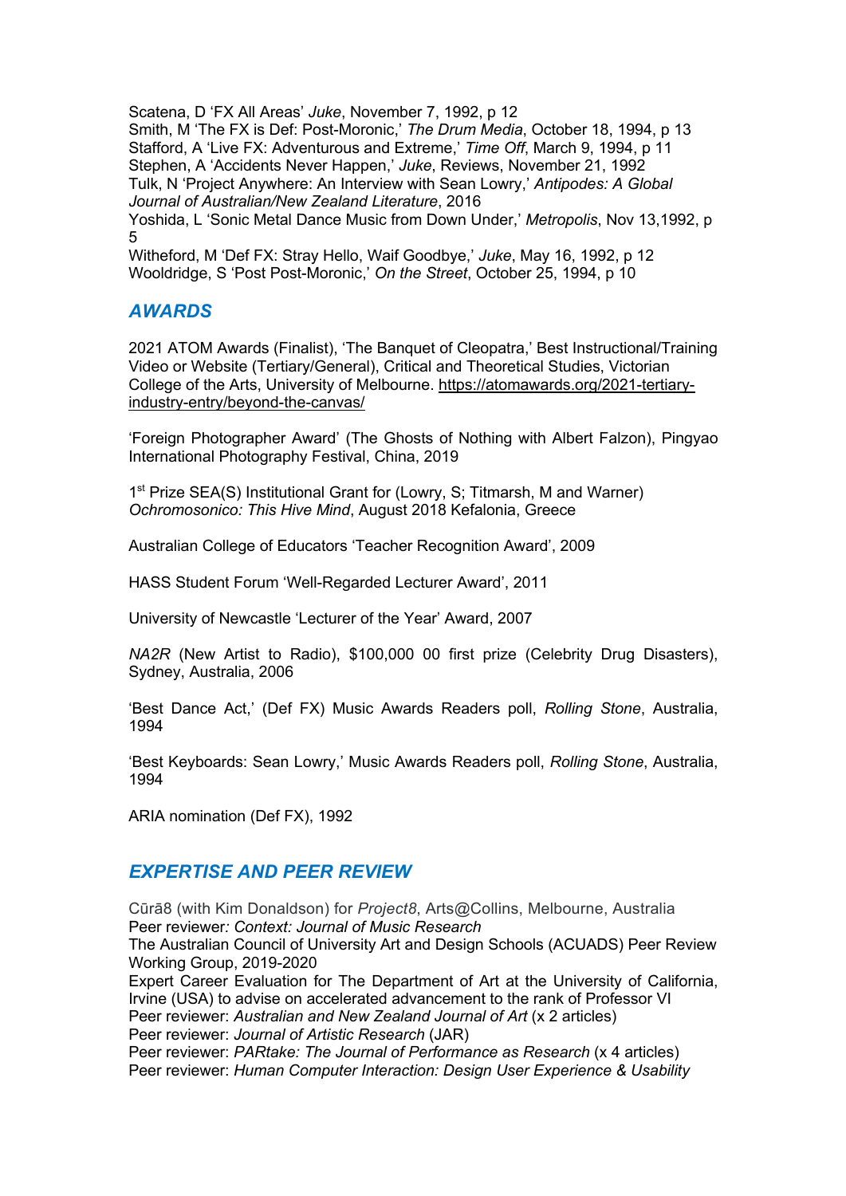Scatena, D 'FX All Areas' *Juke*, November 7, 1992, p 12
Smith, M 'The FX is Def: Post-Moronic,' *The Drum Media*, October 18, 1994, p 13
Stafford, A 'Live FX: Adventurous and Extreme,' *Time Off*, March 9, 1994, p 11
Stephen, A 'Accidents Never Happen,' *Juke*, Reviews, November 21, 1992
Tulk, N 'Project Anywhere: An Interview with Sean Lowry,' *Antipodes: A Global Journal of Australian/New Zealand Literature*, 2016
Yoshida, L 'Sonic Metal Dance Music from Down Under,' *Metropolis*, Nov 13,1992, p 5
Witheford, M 'Def FX: Stray Hello, Waif Goodbye,' *Juke*, May 16, 1992, p 12
Wooldridge, S 'Post Post-Moronic,' *On the Street*, October 25, 1994, p 10

## AWARDS

2021 ATOM Awards (Finalist), 'The Banquet of Cleopatra,' Best Instructional/Training Video or Website (Tertiary/General), Critical and Theoretical Studies, Victorian College of the Arts, University of Melbourne. https://atomawards.org/2021-tertiary-industry-entry/beyond-the-canvas/

'Foreign Photographer Award' (The Ghosts of Nothing with Albert Falzon), Pingyao International Photography Festival, China, 2019

1st Prize SEA(S) Institutional Grant for (Lowry, S; Titmarsh, M and Warner) *Ochromosonico: This Hive Mind*, August 2018 Kefalonia, Greece

Australian College of Educators 'Teacher Recognition Award', 2009

HASS Student Forum 'Well-Regarded Lecturer Award', 2011

University of Newcastle 'Lecturer of the Year' Award, 2007

*NA2R* (New Artist to Radio), $100,000 00 first prize (Celebrity Drug Disasters), Sydney, Australia, 2006

'Best Dance Act,' (Def FX) Music Awards Readers poll, *Rolling Stone*, Australia, 1994

'Best Keyboards: Sean Lowry,' Music Awards Readers poll, *Rolling Stone*, Australia, 1994

ARIA nomination (Def FX), 1992

## EXPERTISE AND PEER REVIEW

Cūrā8 (with Kim Donaldson) for *Project8*, Arts@Collins, Melbourne, Australia
Peer reviewer*: Context: Journal of Music Research*
The Australian Council of University Art and Design Schools (ACUADS) Peer Review Working Group, 2019-2020
Expert Career Evaluation for The Department of Art at the University of California, Irvine (USA) to advise on accelerated advancement to the rank of Professor VI
Peer reviewer: *Australian and New Zealand Journal of Art* (x 2 articles)
Peer reviewer: *Journal of Artistic Research* (JAR)
Peer reviewer: *PARtake: The Journal of Performance as Research* (x 4 articles)
Peer reviewer: *Human Computer Interaction: Design User Experience & Usability*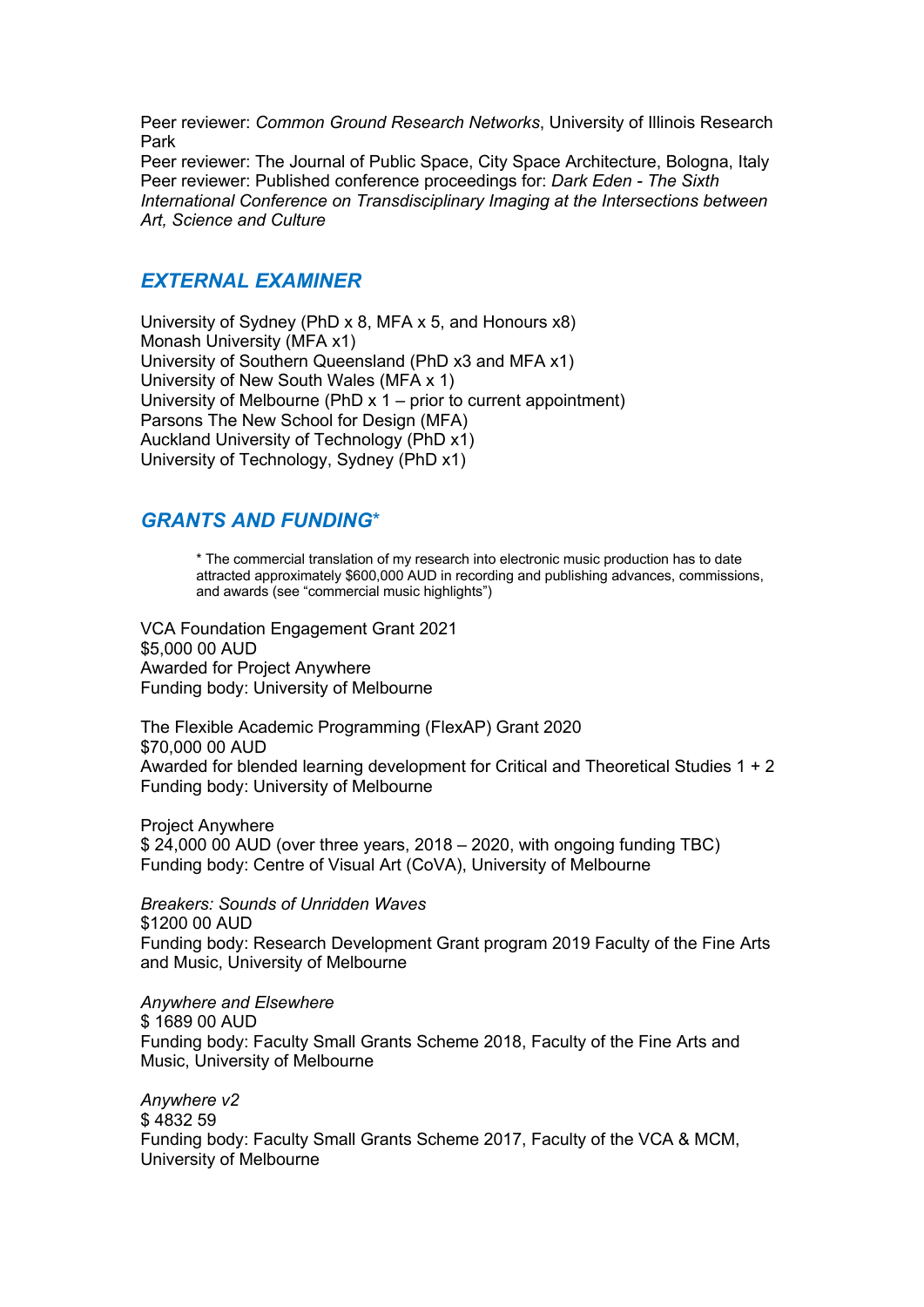Peer reviewer: *Common Ground Research Networks*, University of Illinois Research Park
Peer reviewer: The Journal of Public Space, City Space Architecture, Bologna, Italy
Peer reviewer: Published conference proceedings for: *Dark Eden - The Sixth International Conference on Transdisciplinary Imaging at the Intersections between Art, Science and Culture*

## *EXTERNAL EXAMINER*

University of Sydney (PhD x 8, MFA x 5, and Honours x8)
Monash University (MFA x1)
University of Southern Queensland (PhD x3 and MFA x1)
University of New South Wales (MFA x 1)
University of Melbourne (PhD x 1 – prior to current appointment)
Parsons The New School for Design (MFA)
Auckland University of Technology (PhD x1)
University of Technology, Sydney (PhD x1)

## *GRANTS AND FUNDING**

> * The commercial translation of my research into electronic music production has to date attracted approximately $600,000 AUD in recording and publishing advances, commissions, and awards (see "commercial music highlights")

VCA Foundation Engagement Grant 2021
$5,000 00 AUD
Awarded for Project Anywhere
Funding body: University of Melbourne

The Flexible Academic Programming (FlexAP) Grant 2020
$70,000 00 AUD
Awarded for blended learning development for Critical and Theoretical Studies 1 + 2
Funding body: University of Melbourne

Project Anywhere
$ 24,000 00 AUD (over three years, 2018 – 2020, with ongoing funding TBC)
Funding body: Centre of Visual Art (CoVA), University of Melbourne

*Breakers: Sounds of Unridden Waves*
$1200 00 AUD
Funding body: Research Development Grant program 2019 Faculty of the Fine Arts and Music, University of Melbourne

*Anywhere and Elsewhere*
$ 1689 00 AUD
Funding body: Faculty Small Grants Scheme 2018, Faculty of the Fine Arts and Music, University of Melbourne

*Anywhere v2*
$ 4832 59
Funding body: Faculty Small Grants Scheme 2017, Faculty of the VCA & MCM, University of Melbourne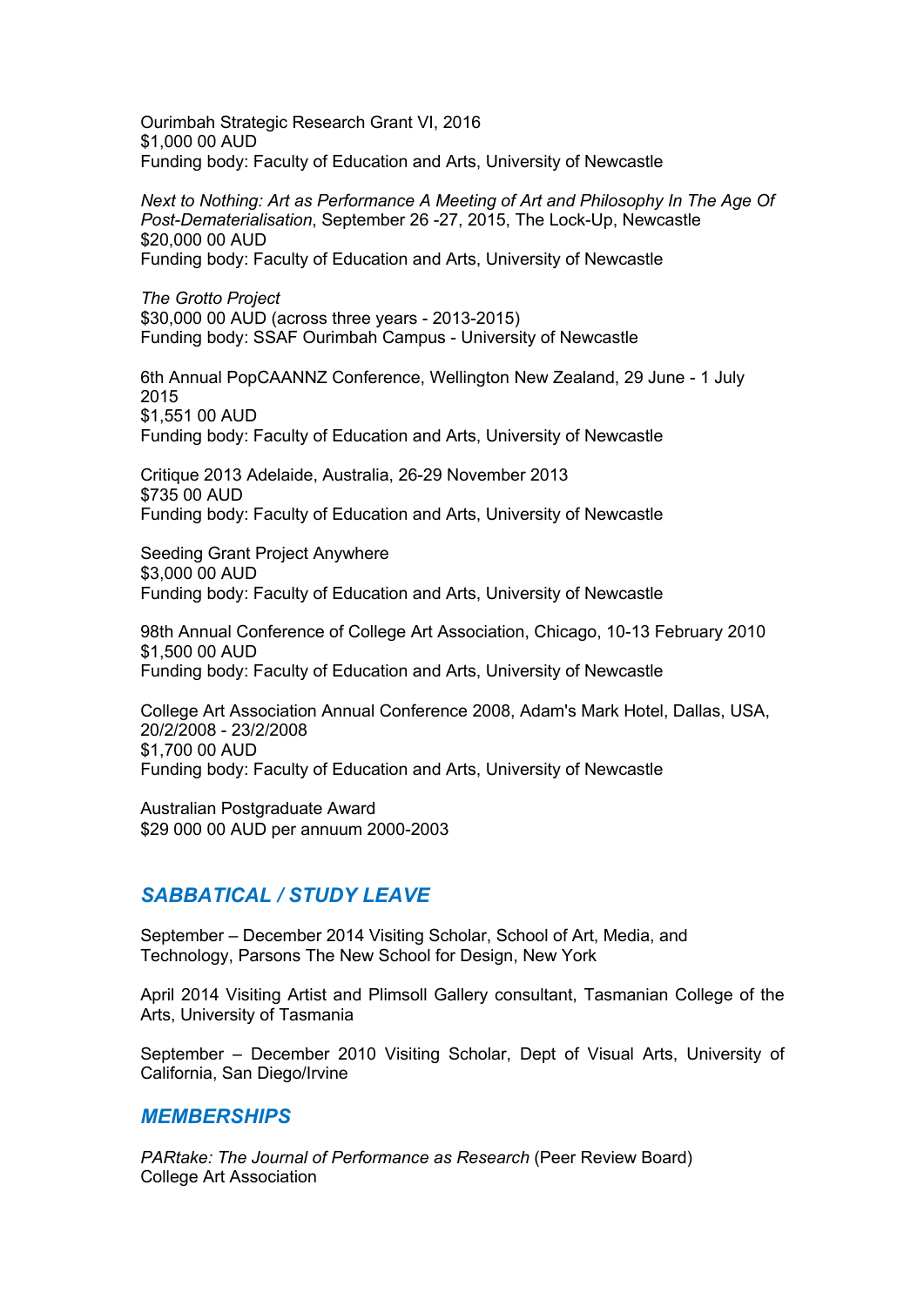Ourimbah Strategic Research Grant VI, 2016
$1,000 00 AUD
Funding body: Faculty of Education and Arts, University of Newcastle

*Next to Nothing: Art as Performance A Meeting of Art and Philosophy In The Age Of Post-Dematerialisation*, September 26 -27, 2015, The Lock-Up, Newcastle
$20,000 00 AUD
Funding body: Faculty of Education and Arts, University of Newcastle

*The Grotto Project*
$30,000 00 AUD (across three years - 2013-2015)
Funding body: SSAF Ourimbah Campus - University of Newcastle

6th Annual PopCAANNZ Conference, Wellington New Zealand, 29 June - 1 July 2015
$1,551 00 AUD
Funding body: Faculty of Education and Arts, University of Newcastle

Critique 2013 Adelaide, Australia, 26-29 November 2013
$735 00 AUD
Funding body: Faculty of Education and Arts, University of Newcastle

Seeding Grant Project Anywhere
$3,000 00 AUD
Funding body: Faculty of Education and Arts, University of Newcastle

98th Annual Conference of College Art Association, Chicago, 10-13 February 2010
$1,500 00 AUD
Funding body: Faculty of Education and Arts, University of Newcastle

College Art Association Annual Conference 2008, Adam's Mark Hotel, Dallas, USA, 20/2/2008 - 23/2/2008
$1,700 00 AUD
Funding body: Faculty of Education and Arts, University of Newcastle

Australian Postgraduate Award
$29 000 00 AUD per annuum 2000-2003

## *SABBATICAL / STUDY LEAVE*

September – December 2014 Visiting Scholar, School of Art, Media, and Technology, Parsons The New School for Design, New York

April 2014 Visiting Artist and Plimsoll Gallery consultant, Tasmanian College of the Arts, University of Tasmania

September – December 2010 Visiting Scholar, Dept of Visual Arts, University of California, San Diego/Irvine

## *MEMBERSHIPS*

*PARtake: The Journal of Performance as Research* (Peer Review Board)
College Art Association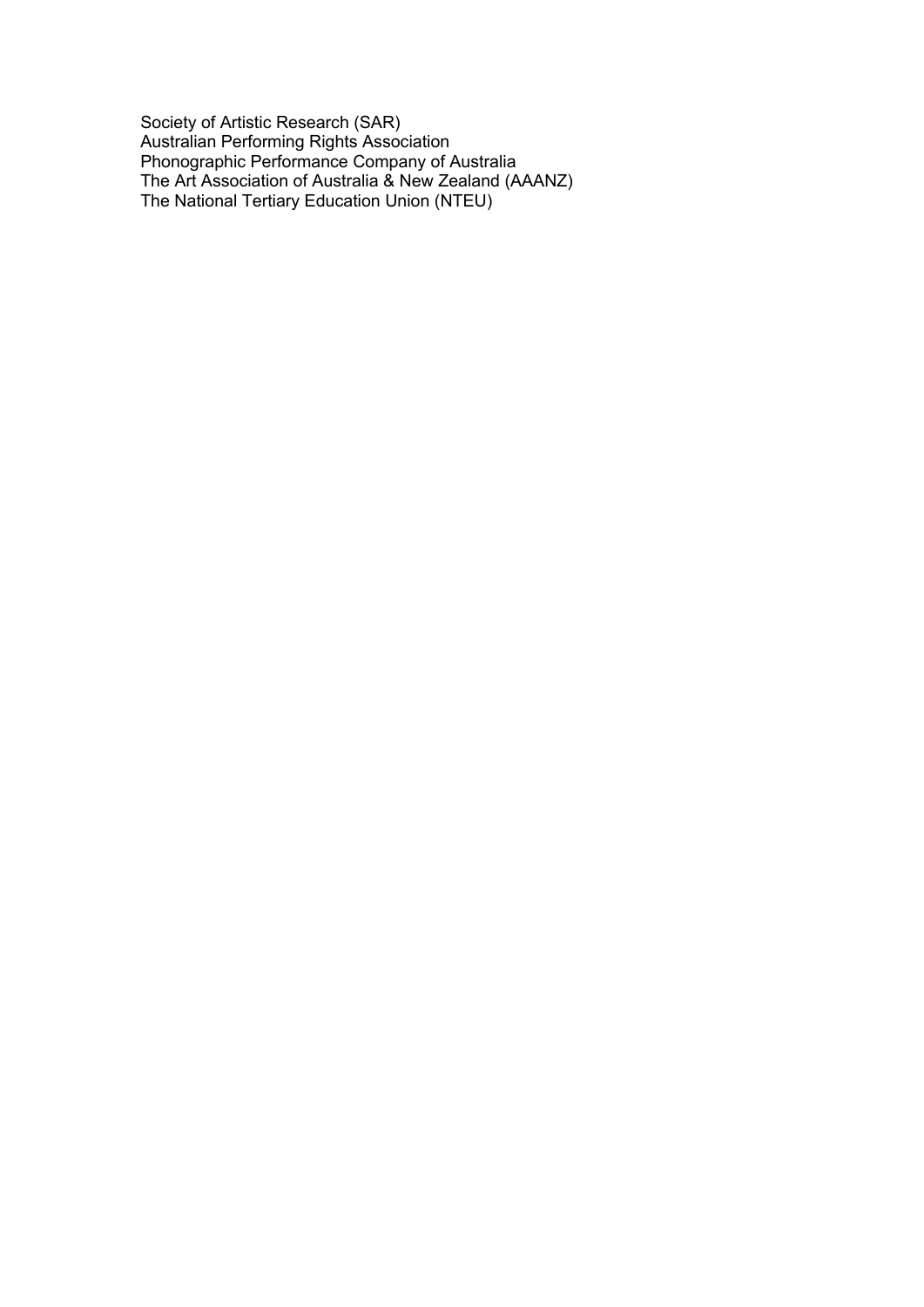Society of Artistic Research (SAR)
Australian Performing Rights Association
Phonographic Performance Company of Australia
The Art Association of Australia & New Zealand (AAANZ)
The National Tertiary Education Union (NTEU)